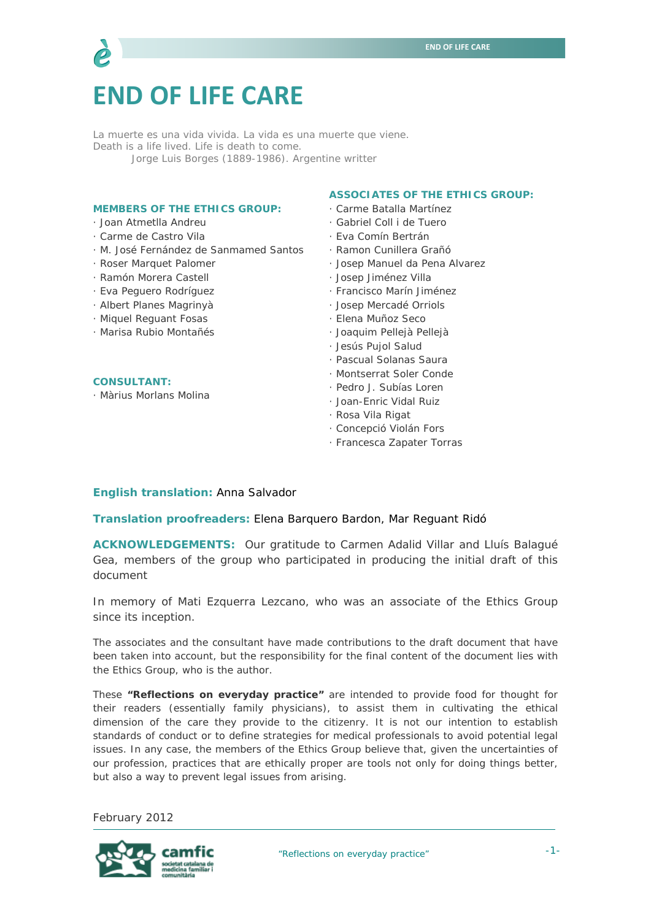# END OF LIFE CARE

La muerte es una vida vivida. La vida es una muerte que viene.
Death is a life lived. Life is death to come.
Jorge Luis Borges (1889-1986). Argentine writer

**MEMBERS OF THE ETHICS GROUP:**

· Joan Atmetlla Andreu
· Carme de Castro Vila
· M. José Fernández de Sanmamed Santos
· Roser Marquet Palomer
· Ramón Morera Castell
· Eva Peguero Rodríguez
· Albert Planes Magrinyà
· Miquel Reguant Fosas
· Marisa Rubio Montañés

**CONSULTANT:**

· Màrius Morlans Molina

**ASSOCIATES OF THE ETHICS GROUP:**

· Carme Batalla Martínez
· Gabriel Coll i de Tuero
· Eva Comín Bertrán
· Ramon Cunillera Graño
· Josep Manuel da Pena Alvarez
· Josep Jiménez Villa
· Francisco Marín Jiménez
· Josep Mercadé Orriols
· Elena Muñoz Seco
· Joaquim Pellejà Pellejà
· Jesús Pujol Salud
· Pascual Solanas Saura
· Montserrat Soler Conde
· Pedro J. Subías Loren
· Joan-Enric Vidal Ruiz
· Rosa Vila Rigat
· Concepció Violán Fors
· Francesca Zapater Torras

**English translation:** Anna Salvador

**Translation proofreaders:** Elena Barquero Bardon, Mar Reguant Ridó

**ACKNOWLEDGEMENTS:** Our gratitude to Carmen Adalid Villar and Lluís Balagué Gea, members of the group who participated in producing the initial draft of this document

In memory of Mati Ezquerra Lezcano, who was an associate of the Ethics Group since its inception.

The associates and the consultant have made contributions to the draft document that have been taken into account, but the responsibility for the final content of the document lies with the Ethics Group, who is the author.

These **"Reflections on everyday practice"** are intended to provide food for thought for their readers (essentially family physicians), to assist them in cultivating the ethical dimension of the care they provide to the citizenry. It is not our intention to establish standards of conduct or to define strategies for medical professionals to avoid potential legal issues. In any case, the members of the Ethics Group believe that, given the uncertainties of our profession, practices that are ethically proper are tools not only for doing things better, but also a way to prevent legal issues from arising.

February 2012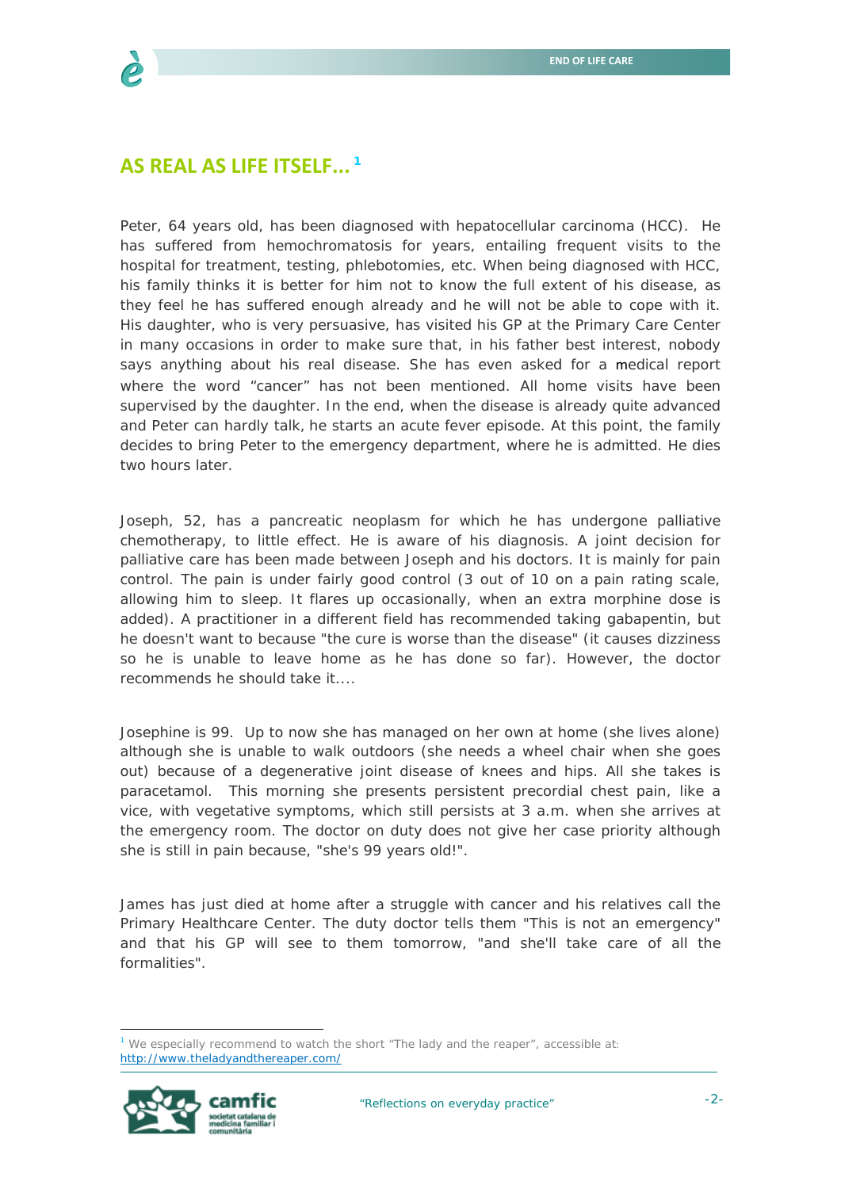## AS REAL AS LIFE ITSELF...[1]

Peter, 64 years old, has been diagnosed with hepatocellular carcinoma (HCC). He has suffered from hemochromatosis for years, entailing frequent visits to the hospital for treatment, testing, phlebotomies, etc. When being diagnosed with HCC, his family thinks it is better for him not to know the full extent of his disease, as they feel he has suffered enough already and he will not be able to cope with it. His daughter, who is very persuasive, has visited his GP at the Primary Care Center in many occasions in order to make sure that, in his father best interest, nobody says anything about his real disease. She has even asked for a medical report where the word "cancer" has not been mentioned. All home visits have been supervised by the daughter. In the end, when the disease is already quite advanced and Peter can hardly talk, he starts an acute fever episode. At this point, the family decides to bring Peter to the emergency department, where he is admitted. He dies two hours later.

Joseph, 52, has a pancreatic neoplasm for which he has undergone palliative chemotherapy, to little effect. He is aware of his diagnosis. A joint decision for palliative care has been made between Joseph and his doctors. It is mainly for pain control. The pain is under fairly good control (3 out of 10 on a pain rating scale, allowing him to sleep. It flares up occasionally, when an extra morphine dose is added). A practitioner in a different field has recommended taking gabapentin, but he doesn't want to because "the cure is worse than the disease" (it causes dizziness so he is unable to leave home as he has done so far). However, the doctor recommends he should take it....

Josephine is 99. Up to now she has managed on her own at home (she lives alone) although she is unable to walk outdoors (she needs a wheel chair when she goes out) because of a degenerative joint disease of knees and hips. All she takes is paracetamol. This morning she presents persistent precordial chest pain, like a vice, with vegetative symptoms, which still persists at 3 a.m. when she arrives at the emergency room. The doctor on duty does not give her case priority although she is still in pain because, "she's 99 years old!".

James has just died at home after a struggle with cancer and his relatives call the Primary Healthcare Center. The duty doctor tells them "This is not an emergency" and that his GP will see to them tomorrow, "and she'll take care of all the formalities".

[1] We especially recommend to watch the short "The lady and the reaper", accessible at: http://www.theladyandthereaper.com/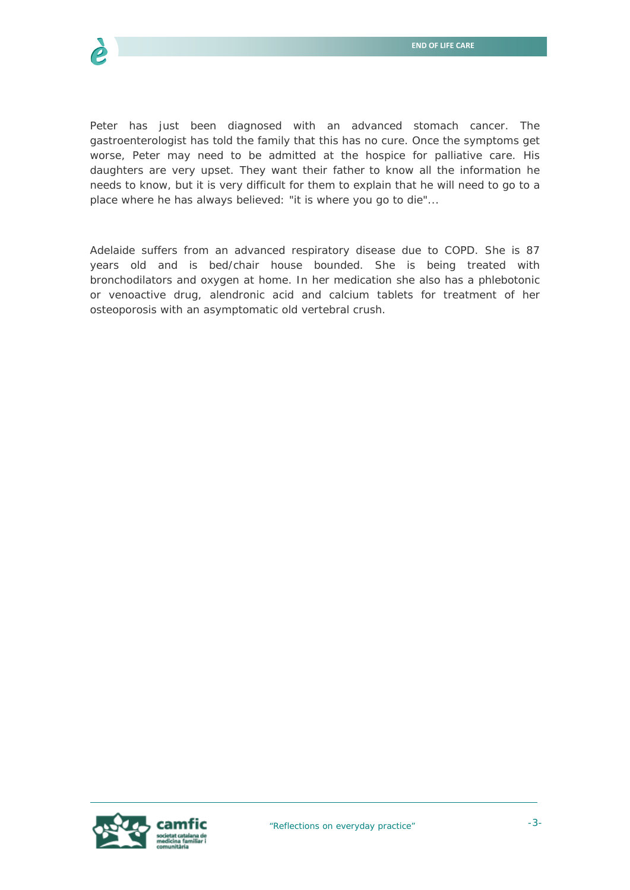Peter has just been diagnosed with an advanced stomach cancer. The gastroenterologist has told the family that this has no cure. Once the symptoms get worse, Peter may need to be admitted at the hospice for palliative care. His daughters are very upset. They want their father to know all the information he needs to know, but it is very difficult for them to explain that he will need to go to a place where he has always believed: "it is where you go to die"...

Adelaide suffers from an advanced respiratory disease due to COPD. She is 87 years old and is bed/chair house bounded. She is being treated with bronchodilators and oxygen at home. In her medication she also has a phlebotonic or venoactive drug, alendronic acid and calcium tablets for treatment of her osteoporosis with an asymptomatic old vertebral crush.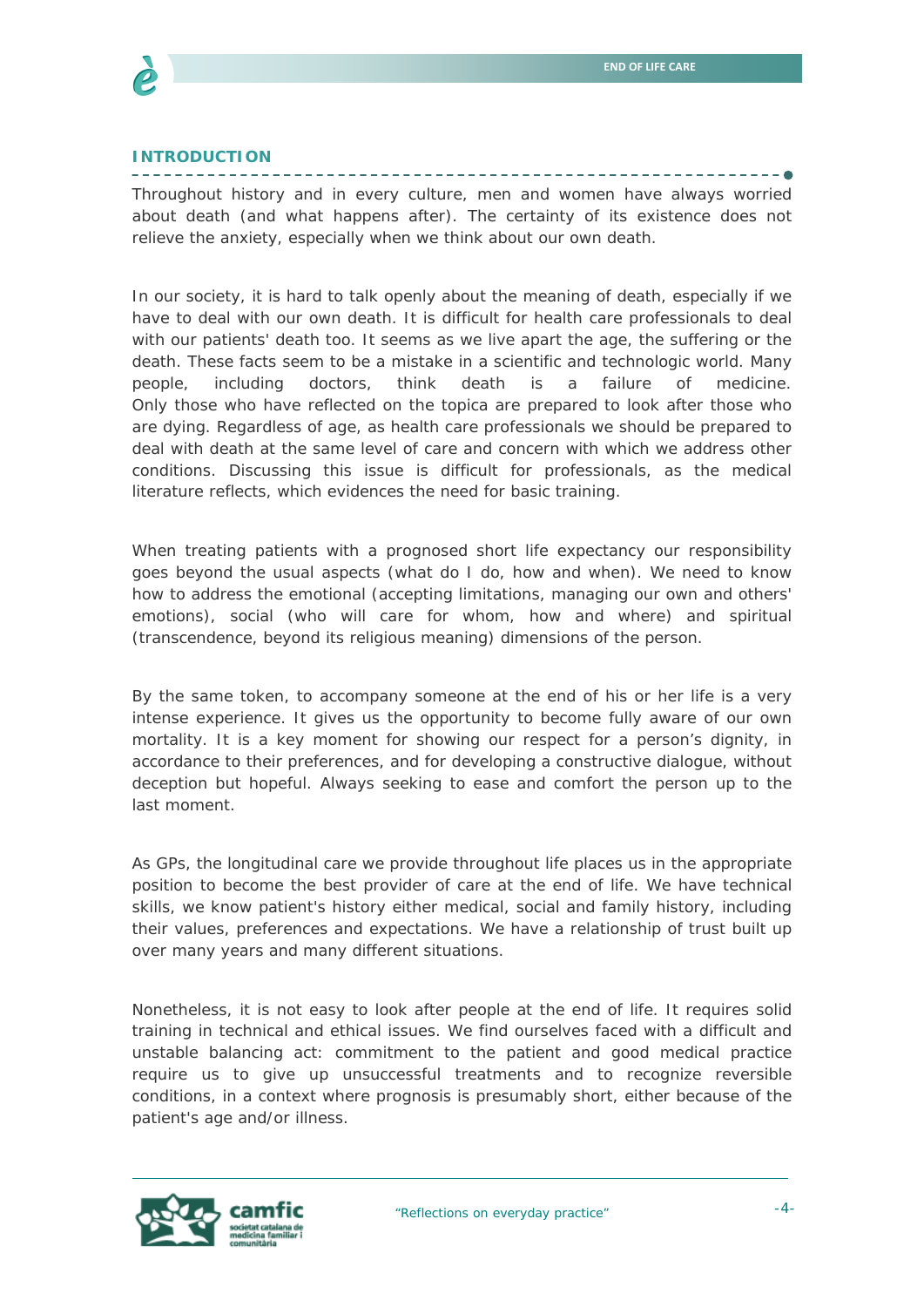## INTRODUCTION

Throughout history and in every culture, men and women have always worried about death (and what happens after). The certainty of its existence does not relieve the anxiety, especially when we think about our own death.

In our society, it is hard to talk openly about the meaning of death, especially if we have to deal with our own death. It is difficult for health care professionals to deal with our patients' death too. It seems as we live apart the age, the suffering or the death. These facts seem to be a mistake in a scientific and technologic world. Many people, including doctors, think death is a failure of medicine. Only those who have reflected on the topica are prepared to look after those who are dying. Regardless of age, as health care professionals we should be prepared to deal with death at the same level of care and concern with which we address other conditions. Discussing this issue is difficult for professionals, as the medical literature reflects, which evidences the need for basic training.

When treating patients with a prognosed short life expectancy our responsibility goes beyond the usual aspects (what do I do, how and when). We need to know how to address the emotional (accepting limitations, managing our own and others' emotions), social (who will care for whom, how and where) and spiritual (transcendence, beyond its religious meaning) dimensions of the person.

By the same token, to accompany someone at the end of his or her life is a very intense experience. It gives us the opportunity to become fully aware of our own mortality. It is a key moment for showing our respect for a person's dignity, in accordance to their preferences, and for developing a constructive dialogue, without deception but hopeful. Always seeking to ease and comfort the person up to the last moment.

As GPs, the longitudinal care we provide throughout life places us in the appropriate position to become the best provider of care at the end of life. We have technical skills, we know patient's history either medical, social and family history, including their values, preferences and expectations. We have a relationship of trust built up over many years and many different situations.

Nonetheless, it is not easy to look after people at the end of life. It requires solid training in technical and ethical issues. We find ourselves faced with a difficult and unstable balancing act: commitment to the patient and good medical practice require us to give up unsuccessful treatments and to recognize reversible conditions, in a context where prognosis is presumably short, either because of the patient's age and/or illness.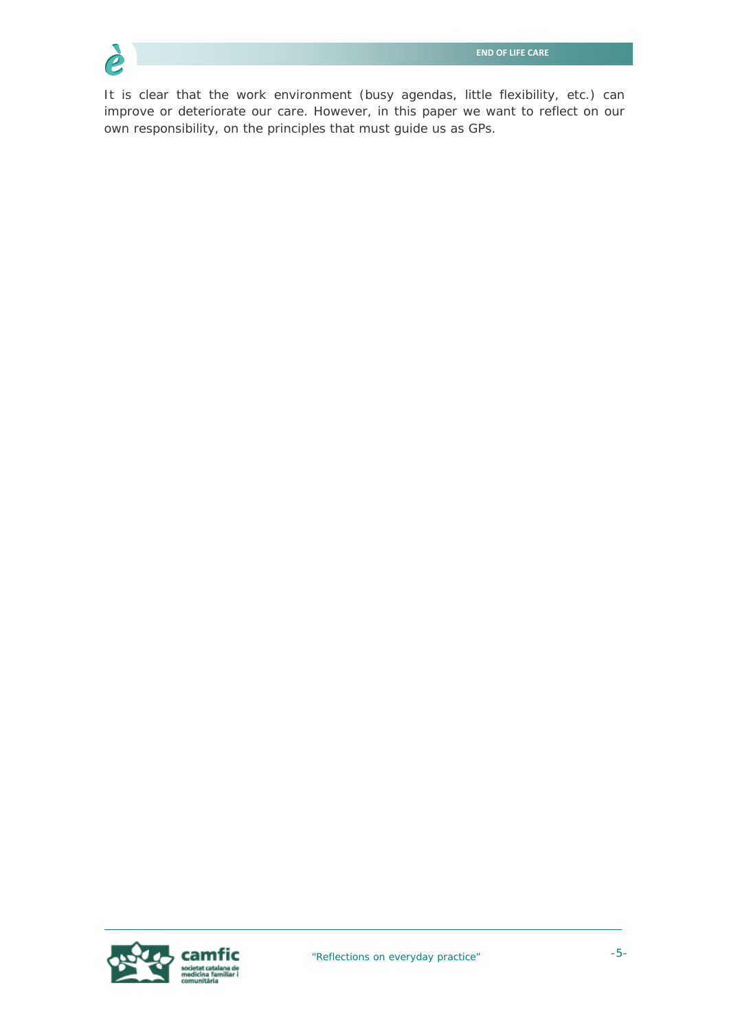It is clear that the work environment (busy agendas, little flexibility, etc.) can improve or deteriorate our care. However, in this paper we want to reflect on our own responsibility, on the principles that must guide us as GPs.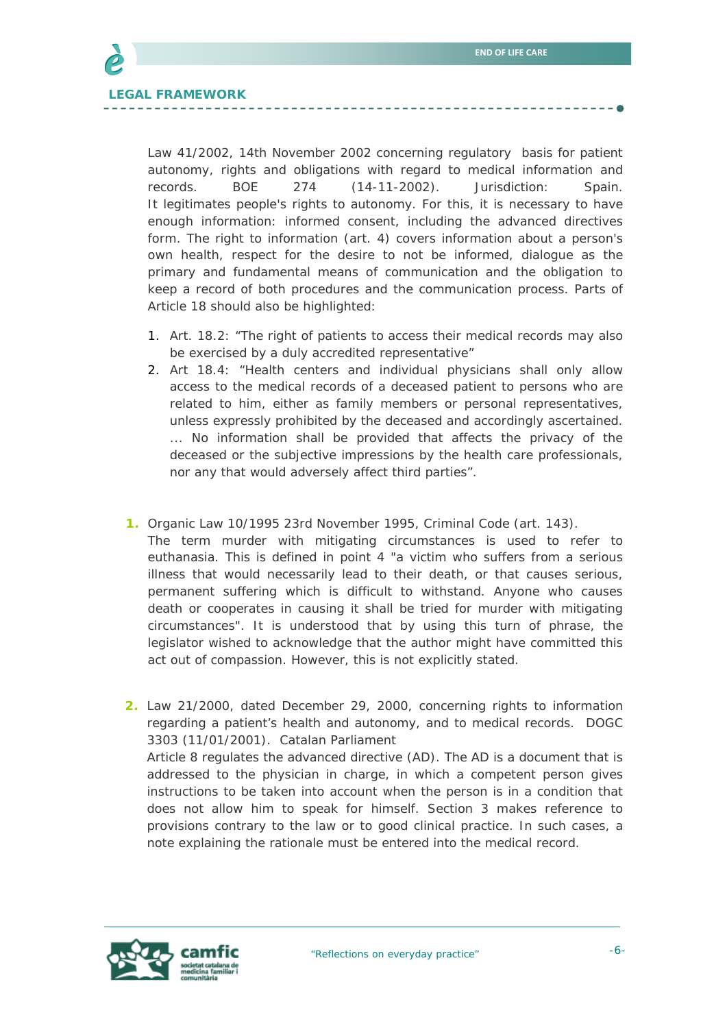## LEGAL FRAMEWORK

Law 41/2002, 14th November 2002 concerning regulatory basis for patient autonomy, rights and obligations with regard to medical information and records. BOE 274 (14-11-2002). Jurisdiction: Spain. It legitimates people's rights to autonomy. For this, it is necessary to have enough information: informed consent, including the advanced directives form. The right to information (art. 4) covers information about a person's own health, respect for the desire to not be informed, dialogue as the primary and fundamental means of communication and the obligation to keep a record of both procedures and the communication process. Parts of Article 18 should also be highlighted:

1. Art. 18.2: "The right of patients to access their medical records may also be exercised by a duly accredited representative"
2. Art 18.4: "Health centers and individual physicians shall only allow access to the medical records of a deceased patient to persons who are related to him, either as family members or personal representatives, unless expressly prohibited by the deceased and accordingly ascertained. ... No information shall be provided that affects the privacy of the deceased or the subjective impressions by the health care professionals, nor any that would adversely affect third parties".

1. Organic Law 10/1995 23rd November 1995, Criminal Code (art. 143).
   The term murder with mitigating circumstances is used to refer to euthanasia. This is defined in point 4 "a victim who suffers from a serious illness that would necessarily lead to their death, or that causes serious, permanent suffering which is difficult to withstand. Anyone who causes death or cooperates in causing it shall be tried for murder with mitigating circumstances". It is understood that by using this turn of phrase, the legislator wished to acknowledge that the author might have committed this act out of compassion. However, this is not explicitly stated.

2. Law 21/2000, dated December 29, 2000, concerning rights to information regarding a patient's health and autonomy, and to medical records. DOGC 3303 (11/01/2001). Catalan Parliament
   Article 8 regulates the advanced directive (AD). The AD is a document that is addressed to the physician in charge, in which a competent person gives instructions to be taken into account when the person is in a condition that does not allow him to speak for himself. Section 3 makes reference to provisions contrary to the law or to good clinical practice. In such cases, a note explaining the rationale must be entered into the medical record.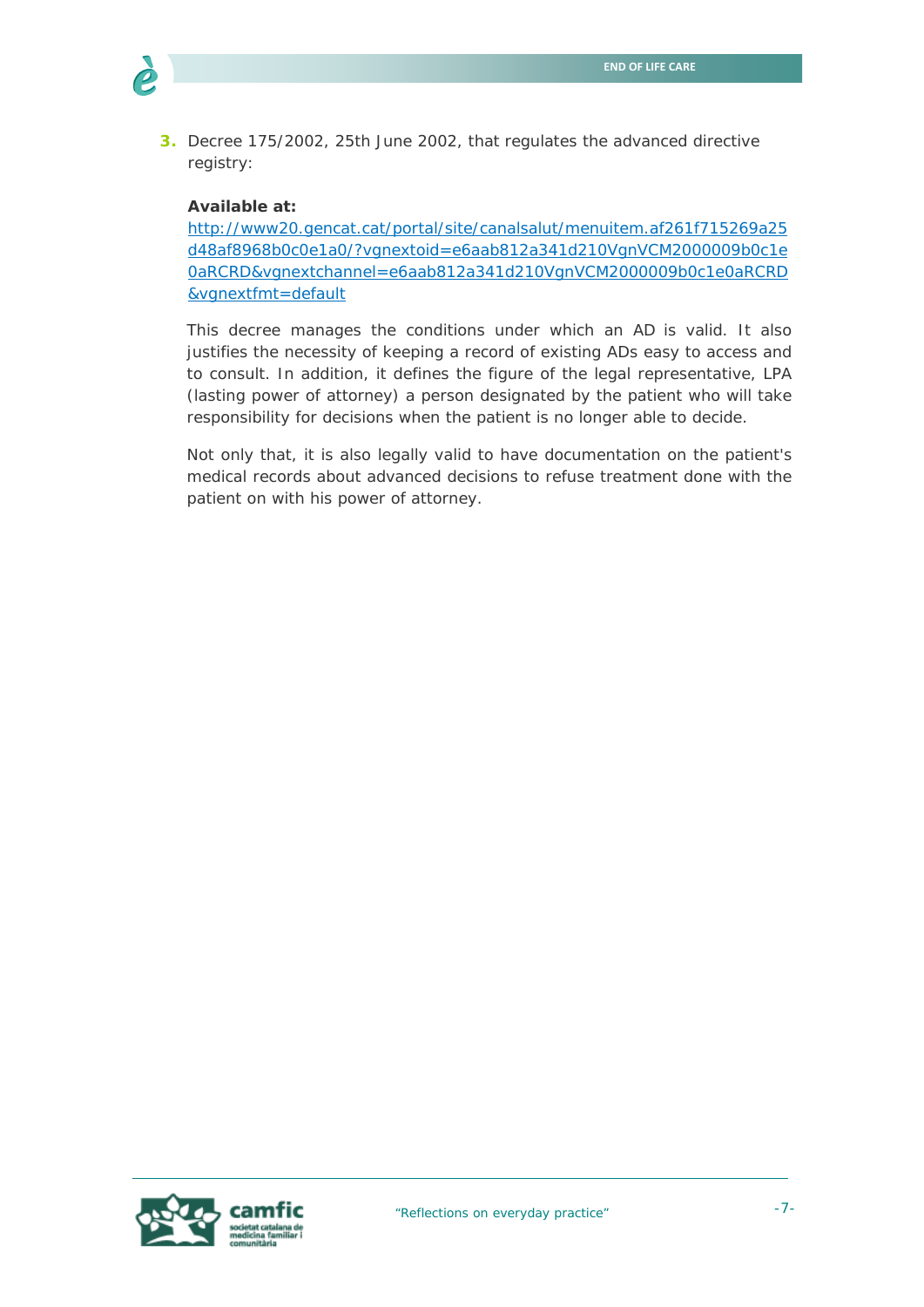3. Decree 175/2002, 25th June 2002, that regulates the advanced directive registry:

**Available at:**
http://www20.gencat.cat/portal/site/canalsalut/menuitem.af261f715269a25d48af8968b0c0e1a0/?vgnextoid=e6aab812a341d210VgnVCM2000009b0c1e0aRCRD&vgnextchannel=e6aab812a341d210VgnVCM2000009b0c1e0aRCRD&vgnextfmt=default

This decree manages the conditions under which an AD is valid. It also justifies the necessity of keeping a record of existing ADs easy to access and to consult. In addition, it defines the figure of the legal representative, LPA (lasting power of attorney) a person designated by the patient who will take responsibility for decisions when the patient is no longer able to decide.

Not only that, it is also legally valid to have documentation on the patient's medical records about advanced decisions to refuse treatment done with the patient on with his power of attorney.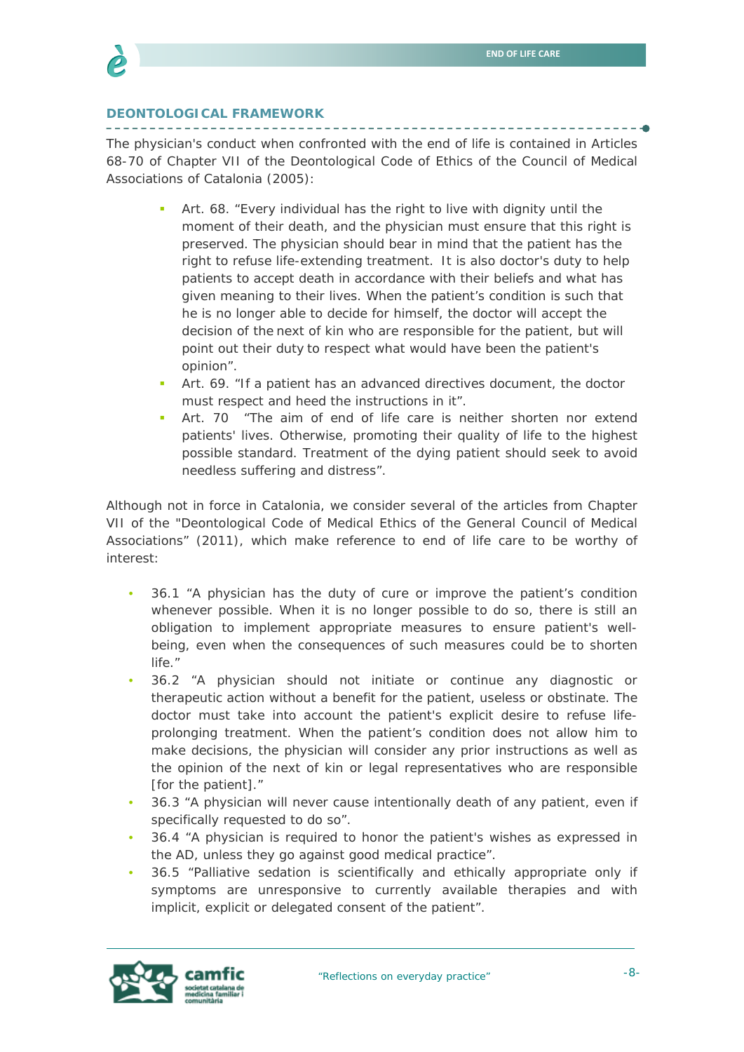## DEONTOLOGICAL FRAMEWORK

The physician's conduct when confronted with the end of life is contained in Articles 68-70 of Chapter VII of the Deontological Code of Ethics of the Council of Medical Associations of Catalonia (2005):

- Art. 68. "Every individual has the right to live with dignity until the moment of their death, and the physician must ensure that this right is preserved. The physician should bear in mind that the patient has the right to refuse life-extending treatment. It is also doctor's duty to help patients to accept death in accordance with their beliefs and what has given meaning to their lives. When the patient's condition is such that he is no longer able to decide for himself, the doctor will accept the decision of the next of kin who are responsible for the patient, but will point out their duty to respect what would have been the patient's opinion".
- Art. 69. "If a patient has an advanced directives document, the doctor must respect and heed the instructions in it".
- Art. 70 "The aim of end of life care is neither shorten nor extend patients' lives. Otherwise, promoting their quality of life to the highest possible standard. Treatment of the dying patient should seek to avoid needless suffering and distress".

Although not in force in Catalonia, we consider several of the articles from Chapter VII of the "Deontological Code of Medical Ethics of the General Council of Medical Associations" (2011), which make reference to end of life care to be worthy of interest:

- 36.1 "A physician has the duty of cure or improve the patient's condition whenever possible. When it is no longer possible to do so, there is still an obligation to implement appropriate measures to ensure patient's well-being, even when the consequences of such measures could be to shorten life."
- 36.2 "A physician should not initiate or continue any diagnostic or therapeutic action without a benefit for the patient, useless or obstinate. The doctor must take into account the patient's explicit desire to refuse life-prolonging treatment. When the patient's condition does not allow him to make decisions, the physician will consider any prior instructions as well as the opinion of the next of kin or legal representatives who are responsible [for the patient]."
- 36.3 "A physician will never cause intentionally death of any patient, even if specifically requested to do so".
- 36.4 "A physician is required to honor the patient's wishes as expressed in the AD, unless they go against good medical practice".
- 36.5 "Palliative sedation is scientifically and ethically appropriate only if symptoms are unresponsive to currently available therapies and with implicit, explicit or delegated consent of the patient".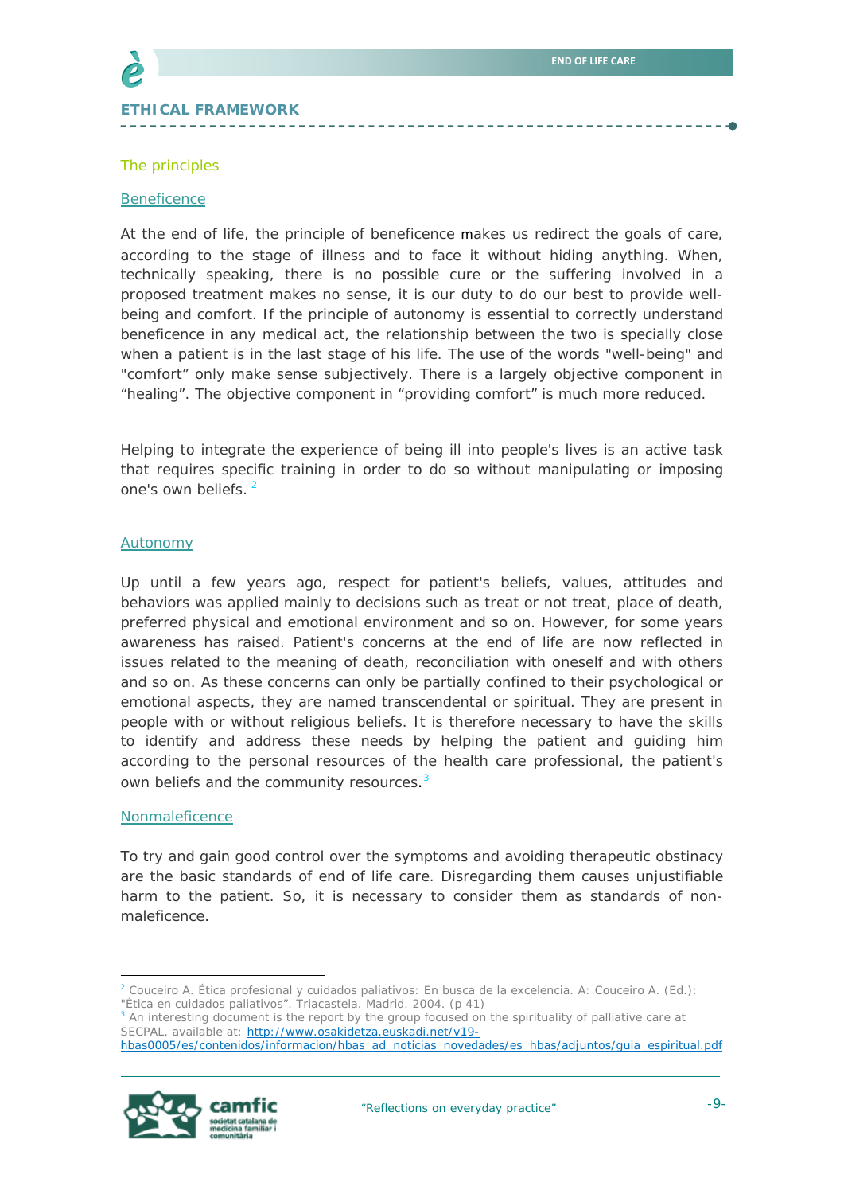## ETHICAL FRAMEWORK

### The principles

#### Beneficence

At the end of life, the principle of beneficence makes us redirect the goals of care, according to the stage of illness and to face it without hiding anything. When, technically speaking, there is no possible cure or the suffering involved in a proposed treatment makes no sense, it is our duty to do our best to provide well-being and comfort. If the principle of autonomy is essential to correctly understand beneficence in any medical act, the relationship between the two is specially close when a patient is in the last stage of his life. The use of the words "well-being" and "comfort" only make sense subjectively. There is a largely objective component in "healing". The objective component in "providing comfort" is much more reduced.

Helping to integrate the experience of being ill into people's lives is an active task that requires specific training in order to do so without manipulating or imposing one's own beliefs. [2]

#### Autonomy

Up until a few years ago, respect for patient's beliefs, values, attitudes and behaviors was applied mainly to decisions such as treat or not treat, place of death, preferred physical and emotional environment and so on. However, for some years awareness has raised. Patient's concerns at the end of life are now reflected in issues related to the meaning of death, reconciliation with oneself and with others and so on. As these concerns can only be partially confined to their psychological or emotional aspects, they are named transcendental or spiritual. They are present in people with or without religious beliefs. It is therefore necessary to have the skills to identify and address these needs by helping the patient and guiding him according to the personal resources of the health care professional, the patient's own beliefs and the community resources. [3]

#### Nonmaleficence

To try and gain good control over the symptoms and avoiding therapeutic obstinacy are the basic standards of end of life care. Disregarding them causes unjustifiable harm to the patient. So, it is necessary to consider them as standards of non-maleficence.

---

[2] Couceiro A. Ética profesional y cuidados paliativos: En busca de la excelencia. A: Couceiro A. (Ed.): "Ética en cuidados paliativos". Triacastela. Madrid. 2004. (p 41)

[3] An interesting document is the report by the group focused on the spirituality of palliative care at SECPAL, available at: http://www.osakidetza.euskadi.net/v19-hbas0005/es/contenidos/informacion/hbas_ad_noticias_novedades/es_hbas/adjuntos/guia_espiritual.pdf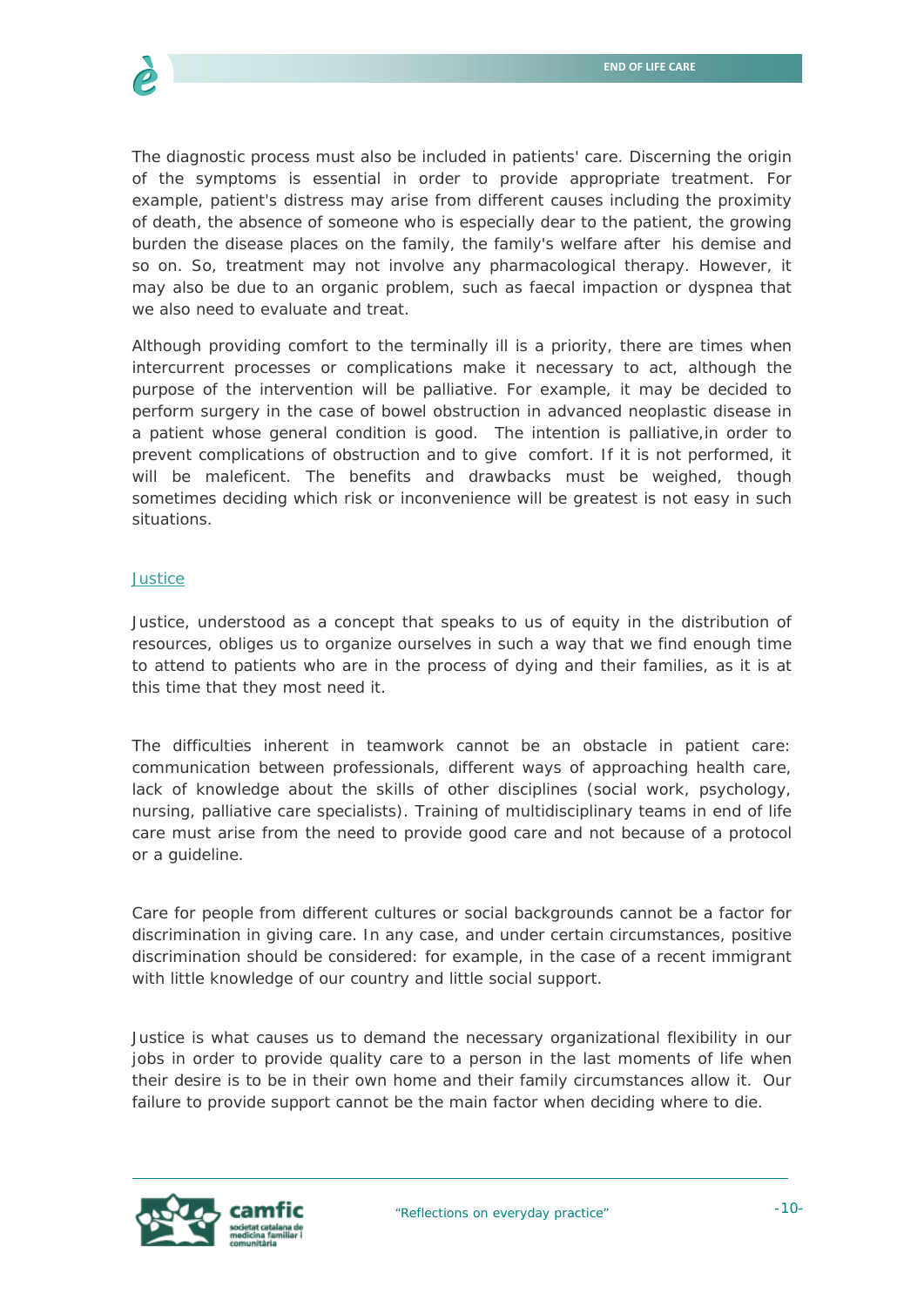The diagnostic process must also be included in patients' care. Discerning the origin of the symptoms is essential in order to provide appropriate treatment. For example, patient's distress may arise from different causes including the proximity of death, the absence of someone who is especially dear to the patient, the growing burden the disease places on the family, the family's welfare after his demise and so on. So, treatment may not involve any pharmacological therapy. However, it may also be due to an organic problem, such as faecal impaction or dyspnea that we also need to evaluate and treat.

Although providing comfort to the terminally ill is a priority, there are times when intercurrent processes or complications make it necessary to act, although the purpose of the intervention will be palliative. For example, it may be decided to perform surgery in the case of bowel obstruction in advanced neoplastic disease in a patient whose general condition is good. The intention is palliative,in order to prevent complications of obstruction and to give comfort. If it is not performed, it will be maleficent. The benefits and drawbacks must be weighed, though sometimes deciding which risk or inconvenience will be greatest is not easy in such situations.

### Justice

Justice, understood as a concept that speaks to us of equity in the distribution of resources, obliges us to organize ourselves in such a way that we find enough time to attend to patients who are in the process of dying and their families, as it is at this time that they most need it.

The difficulties inherent in teamwork cannot be an obstacle in patient care: communication between professionals, different ways of approaching health care, lack of knowledge about the skills of other disciplines (social work, psychology, nursing, palliative care specialists). Training of multidisciplinary teams in end of life care must arise from the need to provide good care and not because of a protocol or a guideline.

Care for people from different cultures or social backgrounds cannot be a factor for discrimination in giving care. In any case, and under certain circumstances, positive discrimination should be considered: for example, in the case of a recent immigrant with little knowledge of our country and little social support.

Justice is what causes us to demand the necessary organizational flexibility in our jobs in order to provide quality care to a person in the last moments of life when their desire is to be in their own home and their family circumstances allow it. Our failure to provide support cannot be the main factor when deciding where to die.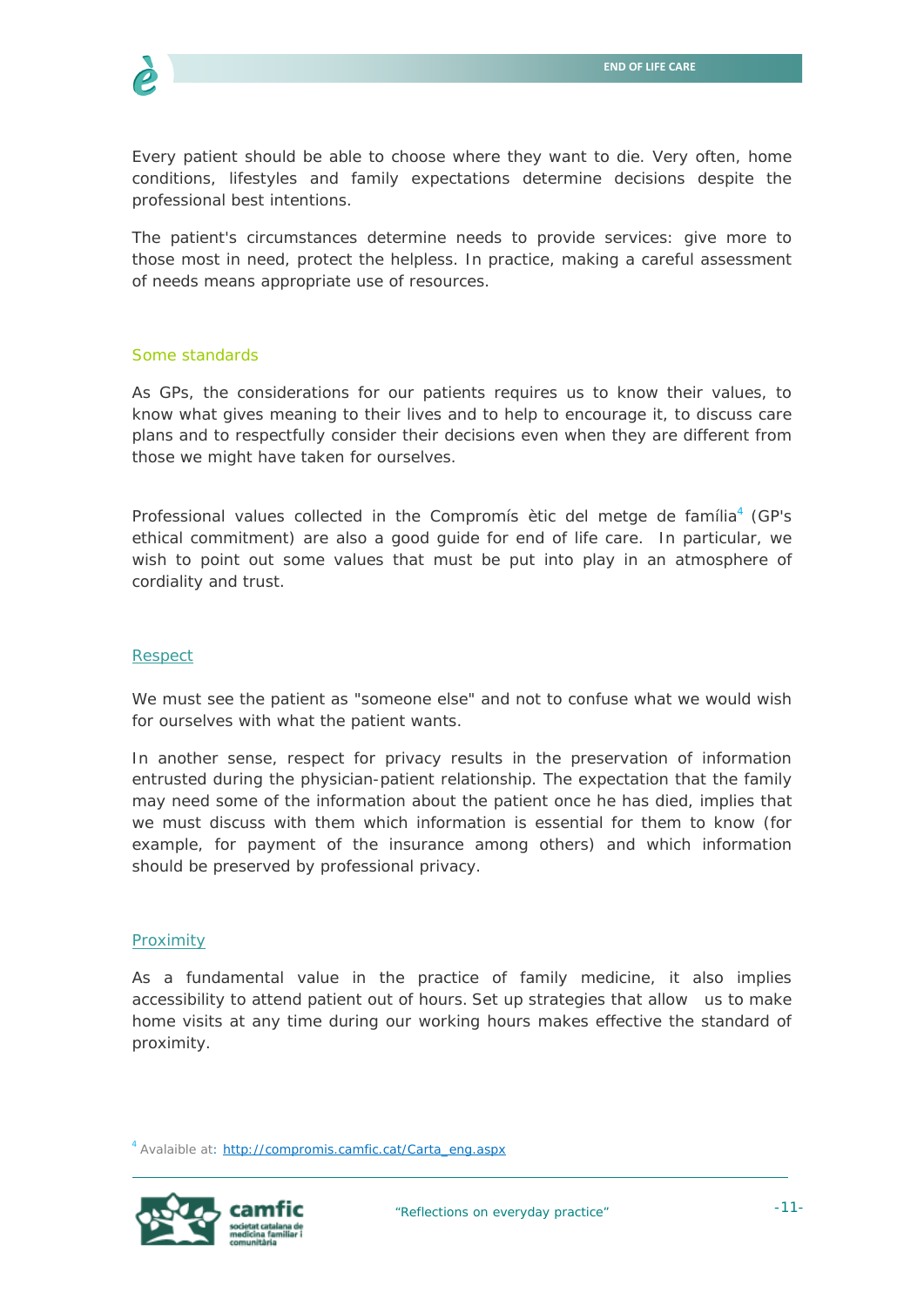Every patient should be able to choose where they want to die. Very often, home conditions, lifestyles and family expectations determine decisions despite the professional best intentions.

The patient's circumstances determine needs to provide services: give more to those most in need, protect the helpless. In practice, making a careful assessment of needs means appropriate use of resources.

## Some standards

As GPs, the considerations for our patients requires us to know their values, to know what gives meaning to their lives and to help to encourage it, to discuss care plans and to respectfully consider their decisions even when they are different from those we might have taken for ourselves.

Professional values collected in the Compromís ètic del metge de família[4] (GP's ethical commitment) are also a good guide for end of life care. In particular, we wish to point out some values that must be put into play in an atmosphere of cordiality and trust.

### Respect

We must see the patient as "someone else" and not to confuse what we would wish for ourselves with what the patient wants.

In another sense, respect for privacy results in the preservation of information entrusted during the physician-patient relationship. The expectation that the family may need some of the information about the patient once he has died, implies that we must discuss with them which information is essential for them to know (for example, for payment of the insurance among others) and which information should be preserved by professional privacy.

### Proximity

As a fundamental value in the practice of family medicine, it also implies accessibility to attend patient out of hours. Set up strategies that allow us to make home visits at any time during our working hours makes effective the standard of proximity.

[4] Avalaible at: http://compromis.camfic.cat/Carta_eng.aspx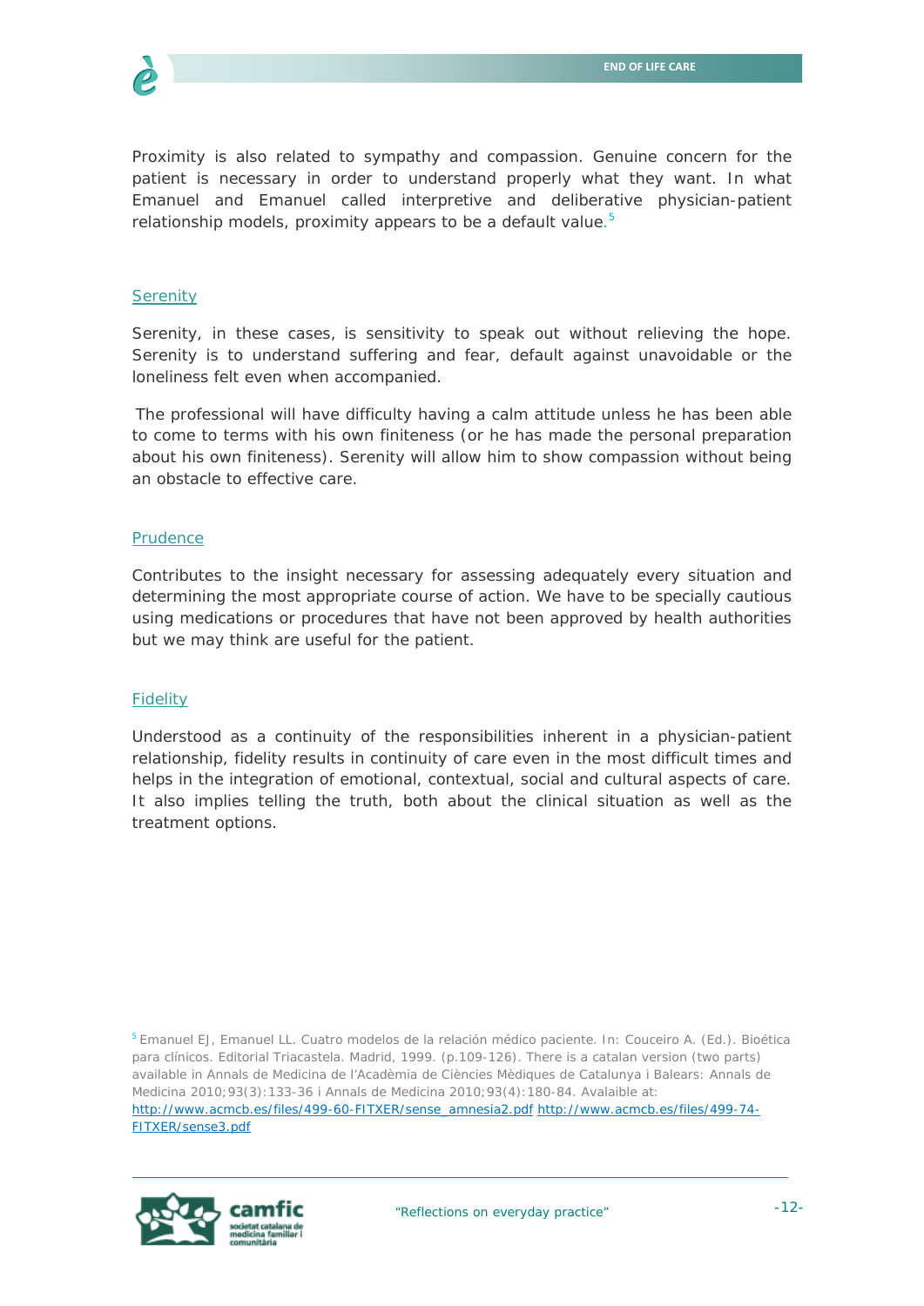Proximity is also related to sympathy and compassion. Genuine concern for the patient is necessary in order to understand properly what they want. In what Emanuel and Emanuel called interpretive and deliberative physician-patient relationship models, proximity appears to be a default value.[5]

### Serenity

Serenity, in these cases, is sensitivity to speak out without relieving the hope. Serenity is to understand suffering and fear, default against unavoidable or the loneliness felt even when accompanied.

The professional will have difficulty having a calm attitude unless he has been able to come to terms with his own finiteness (or he has made the personal preparation about his own finiteness). Serenity will allow him to show compassion without being an obstacle to effective care.

### Prudence

Contributes to the insight necessary for assessing adequately every situation and determining the most appropriate course of action. We have to be specially cautious using medications or procedures that have not been approved by health authorities but we may think are useful for the patient.

### Fidelity

Understood as a continuity of the responsibilities inherent in a physician-patient relationship, fidelity results in continuity of care even in the most difficult times and helps in the integration of emotional, contextual, social and cultural aspects of care. It also implies telling the truth, both about the clinical situation as well as the treatment options.

[5] Emanuel EJ, Emanuel LL. Cuatro modelos de la relación médico paciente. In: Couceiro A. (Ed.). Bioética para clínicos. Editorial Triacastela. Madrid, 1999. (p.109-126). There is a catalan version (two parts) available in Annals de Medicina de l'Acadèmia de Ciències Mèdiques de Catalunya i Balears: Annals de Medicina 2010;93(3):133-36 i Annals de Medicina 2010;93(4):180-84. Avalaible at: http://www.acmcb.es/files/499-60-FITXER/sense_amnesia2.pdf http://www.acmcb.es/files/499-74-FITXER/sense3.pdf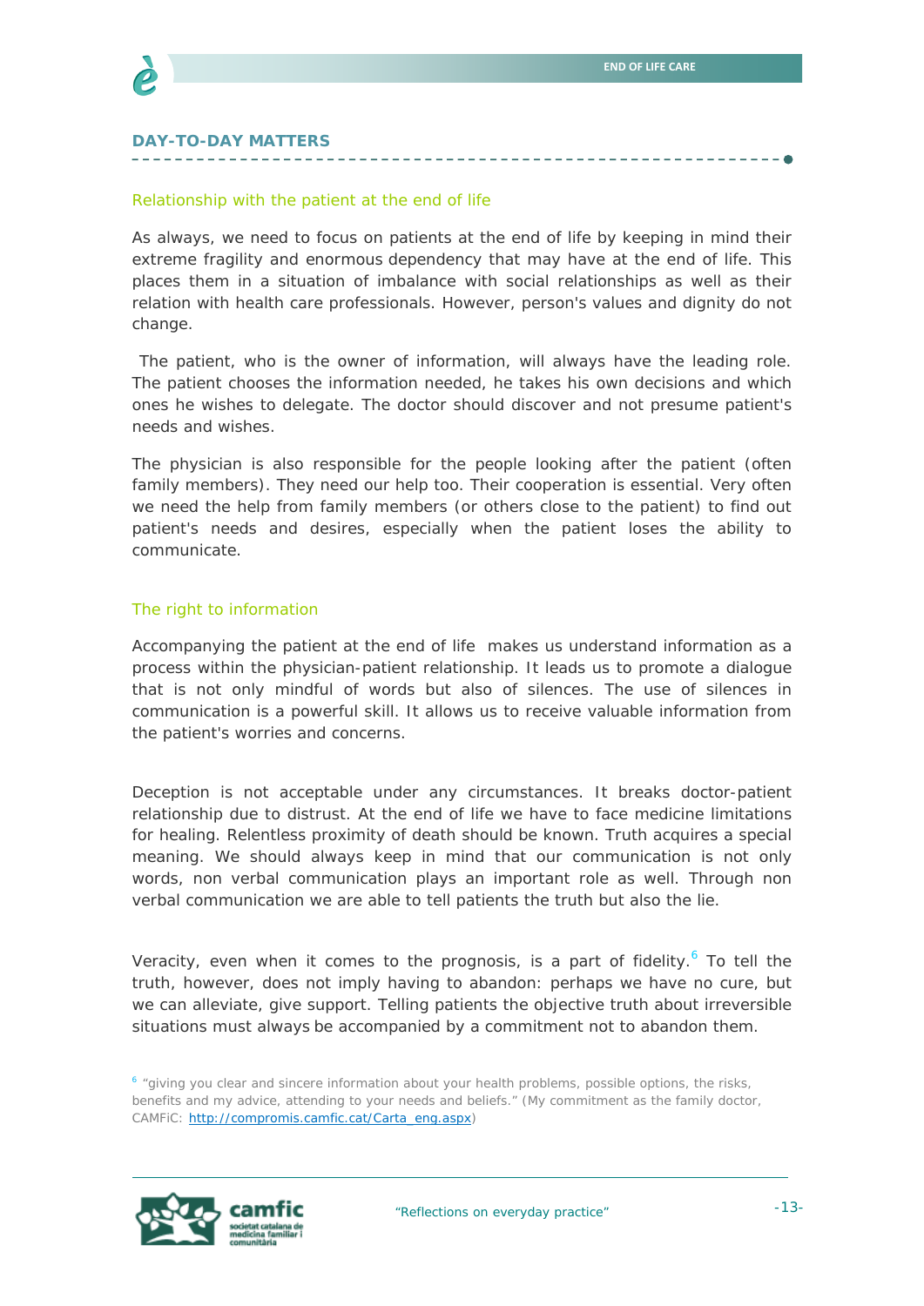## DAY-TO-DAY MATTERS

### Relationship with the patient at the end of life

As always, we need to focus on patients at the end of life by keeping in mind their extreme fragility and enormous dependency that may have at the end of life. This places them in a situation of imbalance with social relationships as well as their relation with health care professionals. However, person's values and dignity do not change.

The patient, who is the owner of information, will always have the leading role. The patient chooses the information needed, he takes his own decisions and which ones he wishes to delegate. The doctor should discover and not presume patient's needs and wishes.

The physician is also responsible for the people looking after the patient (often family members). They need our help too. Their cooperation is essential. Very often we need the help from family members (or others close to the patient) to find out patient's needs and desires, especially when the patient loses the ability to communicate.

### The right to information

Accompanying the patient at the end of life makes us understand information as a process within the physician-patient relationship. It leads us to promote a dialogue that is not only mindful of words but also of silences. The use of silences in communication is a powerful skill. It allows us to receive valuable information from the patient's worries and concerns.

Deception is not acceptable under any circumstances. It breaks doctor-patient relationship due to distrust. At the end of life we have to face medicine limitations for healing. Relentless proximity of death should be known. Truth acquires a special meaning. We should always keep in mind that our communication is not only words, non verbal communication plays an important role as well. Through non verbal communication we are able to tell patients the truth but also the lie.

Veracity, even when it comes to the prognosis, is a part of fidelity.[6] To tell the truth, however, does not imply having to abandon: perhaps we have no cure, but we can alleviate, give support. Telling patients the objective truth about irreversible situations must always be accompanied by a commitment not to abandon them.

[6] "giving you clear and sincere information about your health problems, possible options, the risks, benefits and my advice, attending to your needs and beliefs." (My commitment as the family doctor, CAMFiC: http://compromis.camfic.cat/Carta_eng.aspx)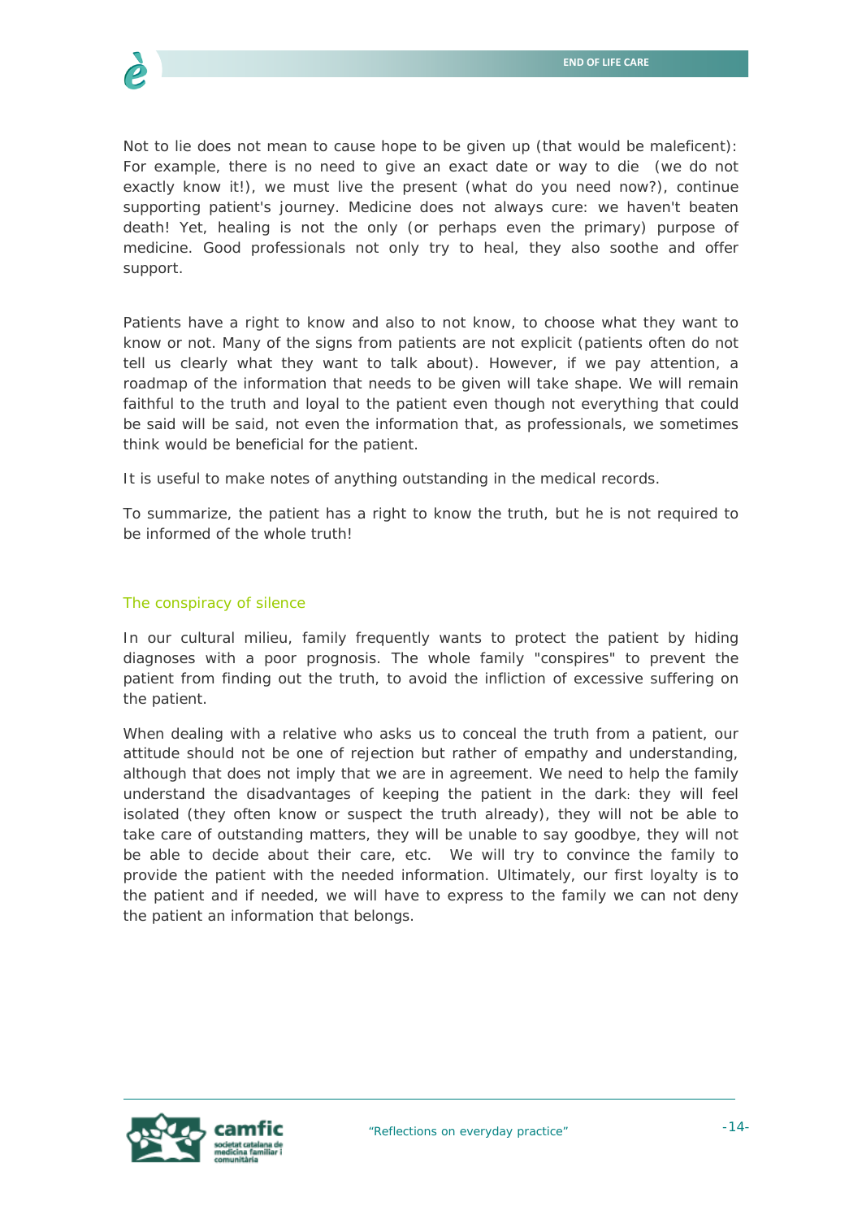Not to lie does not mean to cause hope to be given up (that would be maleficent): For example, there is no need to give an exact date or way to die (we do not exactly know it!), we must live the present (what do you need now?), continue supporting patient's journey. Medicine does not always cure: we haven't beaten death! Yet, healing is not the only (or perhaps even the primary) purpose of medicine. Good professionals not only try to heal, they also soothe and offer support.

Patients have a right to know and also to not know, to choose what they want to know or not. Many of the signs from patients are not explicit (patients often do not tell us clearly what they want to talk about). However, if we pay attention, a roadmap of the information that needs to be given will take shape. We will remain faithful to the truth and loyal to the patient even though not everything that could be said will be said, not even the information that, as professionals, we sometimes think would be beneficial for the patient.

It is useful to make notes of anything outstanding in the medical records.

To summarize, the patient has a right to know the truth, but he is not required to be informed of the whole truth!

### The conspiracy of silence

In our cultural milieu, family frequently wants to protect the patient by hiding diagnoses with a poor prognosis. The whole family "conspires" to prevent the patient from finding out the truth, to avoid the infliction of excessive suffering on the patient.

When dealing with a relative who asks us to conceal the truth from a patient, our attitude should not be one of rejection but rather of empathy and understanding, although that does not imply that we are in agreement. We need to help the family understand the disadvantages of keeping the patient in the dark: they will feel isolated (they often know or suspect the truth already), they will not be able to take care of outstanding matters, they will be unable to say goodbye, they will not be able to decide about their care, etc. We will try to convince the family to provide the patient with the needed information. Ultimately, our first loyalty is to the patient and if needed, we will have to express to the family we can not deny the patient an information that belongs.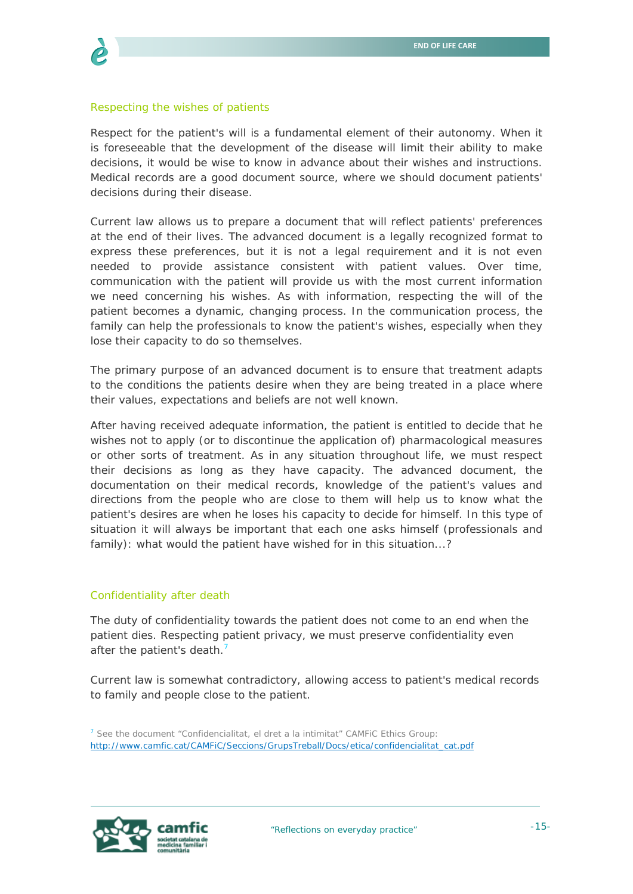## Respecting the wishes of patients

Respect for the patient's will is a fundamental element of their autonomy. When it is foreseeable that the development of the disease will limit their ability to make decisions, it would be wise to know in advance about their wishes and instructions. Medical records are a good document source, where we should document patients' decisions during their disease.

Current law allows us to prepare a document that will reflect patients' preferences at the end of their lives. The advanced document is a legally recognized format to express these preferences, but it is not a legal requirement and it is not even needed to provide assistance consistent with patient values. Over time, communication with the patient will provide us with the most current information we need concerning his wishes. As with information, respecting the will of the patient becomes a dynamic, changing process. In the communication process, the family can help the professionals to know the patient's wishes, especially when they lose their capacity to do so themselves.

The primary purpose of an advanced document is to ensure that treatment adapts to the conditions the patients desire when they are being treated in a place where their values, expectations and beliefs are not well known.

After having received adequate information, the patient is entitled to decide that he wishes not to apply (or to discontinue the application of) pharmacological measures or other sorts of treatment. As in any situation throughout life, we must respect their decisions as long as they have capacity. The advanced document, the documentation on their medical records, knowledge of the patient's values and directions from the people who are close to them will help us to know what the patient's desires are when he loses his capacity to decide for himself. In this type of situation it will always be important that each one asks himself (professionals and family): what would the patient have wished for in this situation...?

## Confidentiality after death

The duty of confidentiality towards the patient does not come to an end when the patient dies. Respecting patient privacy, we must preserve confidentiality even after the patient's death.[7]

Current law is somewhat contradictory, allowing access to patient's medical records to family and people close to the patient.

[7] See the document "Confidencialitat, el dret a la intimitat" CAMFiC Ethics Group: http://www.camfic.cat/CAMFiC/Seccions/GrupsTreball/Docs/etica/confidencialitat_cat.pdf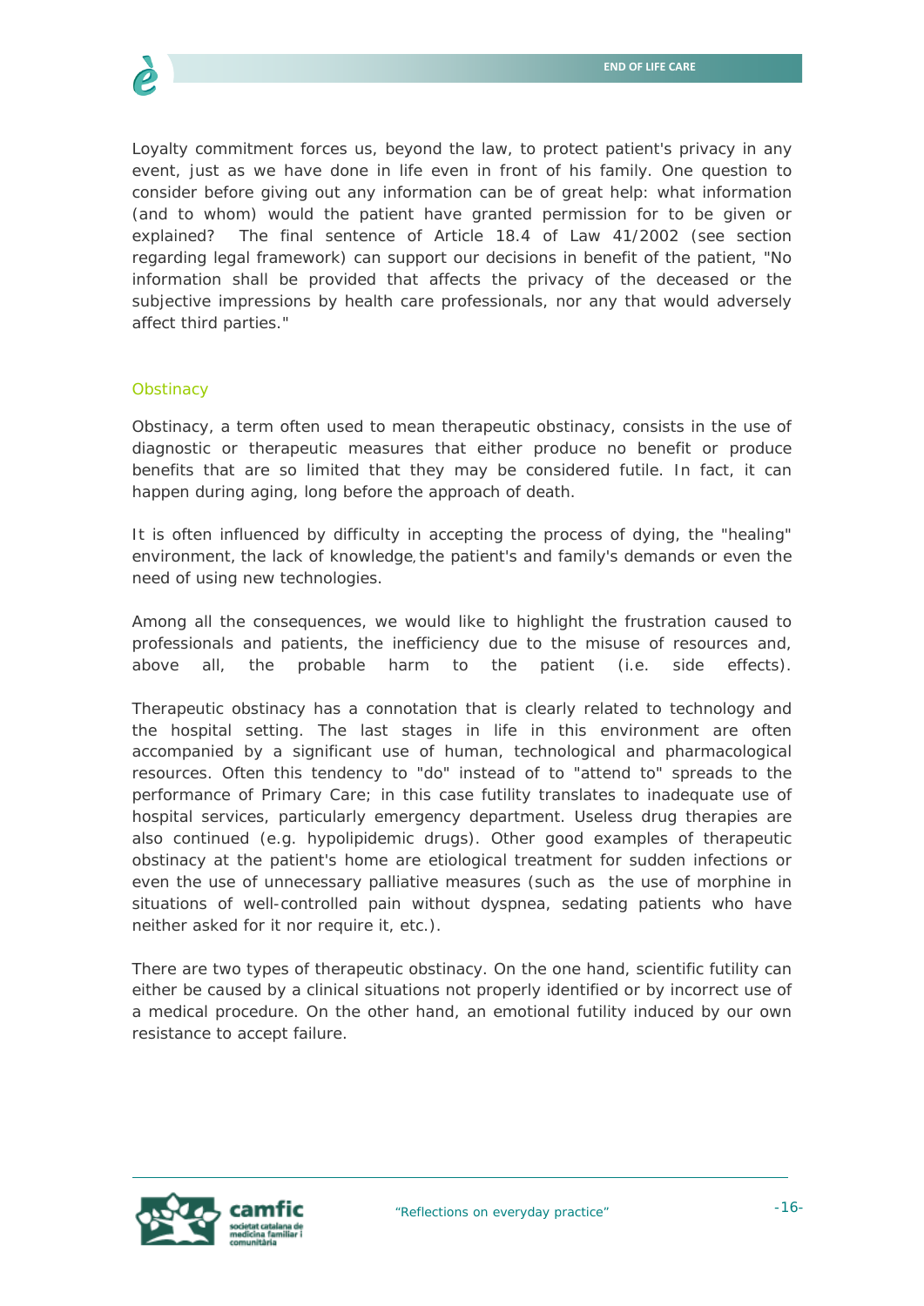Loyalty commitment forces us, beyond the law, to protect patient's privacy in any event, just as we have done in life even in front of his family. One question to consider before giving out any information can be of great help: what information (and to whom) would the patient have granted permission for to be given or explained? The final sentence of Article 18.4 of Law 41/2002 (see section regarding legal framework) can support our decisions in benefit of the patient, "No information shall be provided that affects the privacy of the deceased or the subjective impressions by health care professionals, nor any that would adversely affect third parties."

## Obstinacy

Obstinacy, a term often used to mean therapeutic obstinacy, consists in the use of diagnostic or therapeutic measures that either produce no benefit or produce benefits that are so limited that they may be considered futile. In fact, it can happen during aging, long before the approach of death.

It is often influenced by difficulty in accepting the process of dying, the "healing" environment, the lack of knowledge, the patient's and family's demands or even the need of using new technologies.

Among all the consequences, we would like to highlight the frustration caused to professionals and patients, the inefficiency due to the misuse of resources and, above all, the probable harm to the patient (i.e. side effects).

Therapeutic obstinacy has a connotation that is clearly related to technology and the hospital setting. The last stages in life in this environment are often accompanied by a significant use of human, technological and pharmacological resources. Often this tendency to "do" instead of to "attend to" spreads to the performance of Primary Care; in this case futility translates to inadequate use of hospital services, particularly emergency department. Useless drug therapies are also continued (e.g. hypolipidemic drugs). Other good examples of therapeutic obstinacy at the patient's home are etiological treatment for sudden infections or even the use of unnecessary palliative measures (such as the use of morphine in situations of well-controlled pain without dyspnea, sedating patients who have neither asked for it nor require it, etc.).

There are two types of therapeutic obstinacy. On the one hand, scientific futility can either be caused by a clinical situations not properly identified or by incorrect use of a medical procedure. On the other hand, an emotional futility induced by our own resistance to accept failure.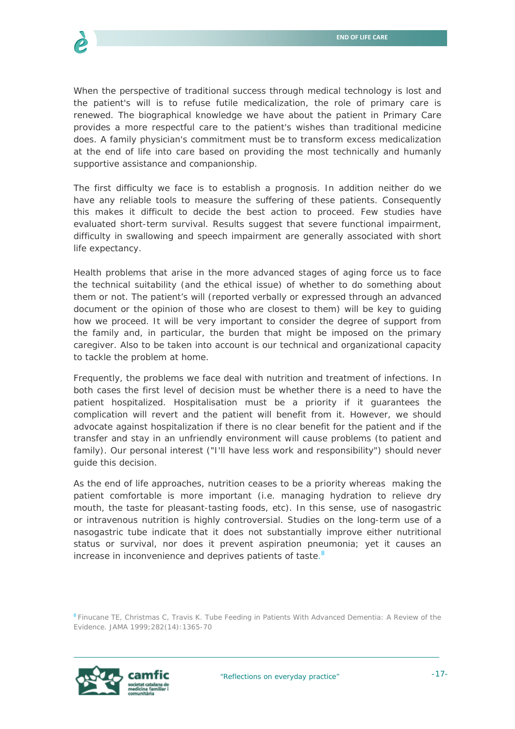When the perspective of traditional success through medical technology is lost and the patient's will is to refuse futile medicalization, the role of primary care is renewed. The biographical knowledge we have about the patient in Primary Care provides a more respectful care to the patient's wishes than traditional medicine does. A family physician's commitment must be to transform excess medicalization at the end of life into care based on providing the most technically and humanly supportive assistance and companionship.

The first difficulty we face is to establish a prognosis. In addition neither do we have any reliable tools to measure the suffering of these patients. Consequently this makes it difficult to decide the best action to proceed. Few studies have evaluated short-term survival. Results suggest that severe functional impairment, difficulty in swallowing and speech impairment are generally associated with short life expectancy.

Health problems that arise in the more advanced stages of aging force us to face the technical suitability (and the ethical issue) of whether to do something about them or not. The patient's will (reported verbally or expressed through an advanced document or the opinion of those who are closest to them) will be key to guiding how we proceed. It will be very important to consider the degree of support from the family and, in particular, the burden that might be imposed on the primary caregiver. Also to be taken into account is our technical and organizational capacity to tackle the problem at home.

Frequently, the problems we face deal with nutrition and treatment of infections. In both cases the first level of decision must be whether there is a need to have the patient hospitalized. Hospitalisation must be a priority if it guarantees the complication will revert and the patient will benefit from it. However, we should advocate against hospitalization if there is no clear benefit for the patient and if the transfer and stay in an unfriendly environment will cause problems (to patient and family). Our personal interest ("I'll have less work and responsibility") should never guide this decision.

As the end of life approaches, nutrition ceases to be a priority whereas making the patient comfortable is more important (i.e. managing hydration to relieve dry mouth, the taste for pleasant-tasting foods, etc). In this sense, use of nasogastric or intravenous nutrition is highly controversial. Studies on the long-term use of a nasogastric tube indicate that it does not substantially improve either nutritional status or survival, nor does it prevent aspiration pneumonia; yet it causes an increase in inconvenience and deprives patients of taste.[8]

[8] Finucane TE, Christmas C, Travis K. Tube Feeding in Patients With Advanced Dementia: A Review of the Evidence. JAMA 1999;282(14):1365-70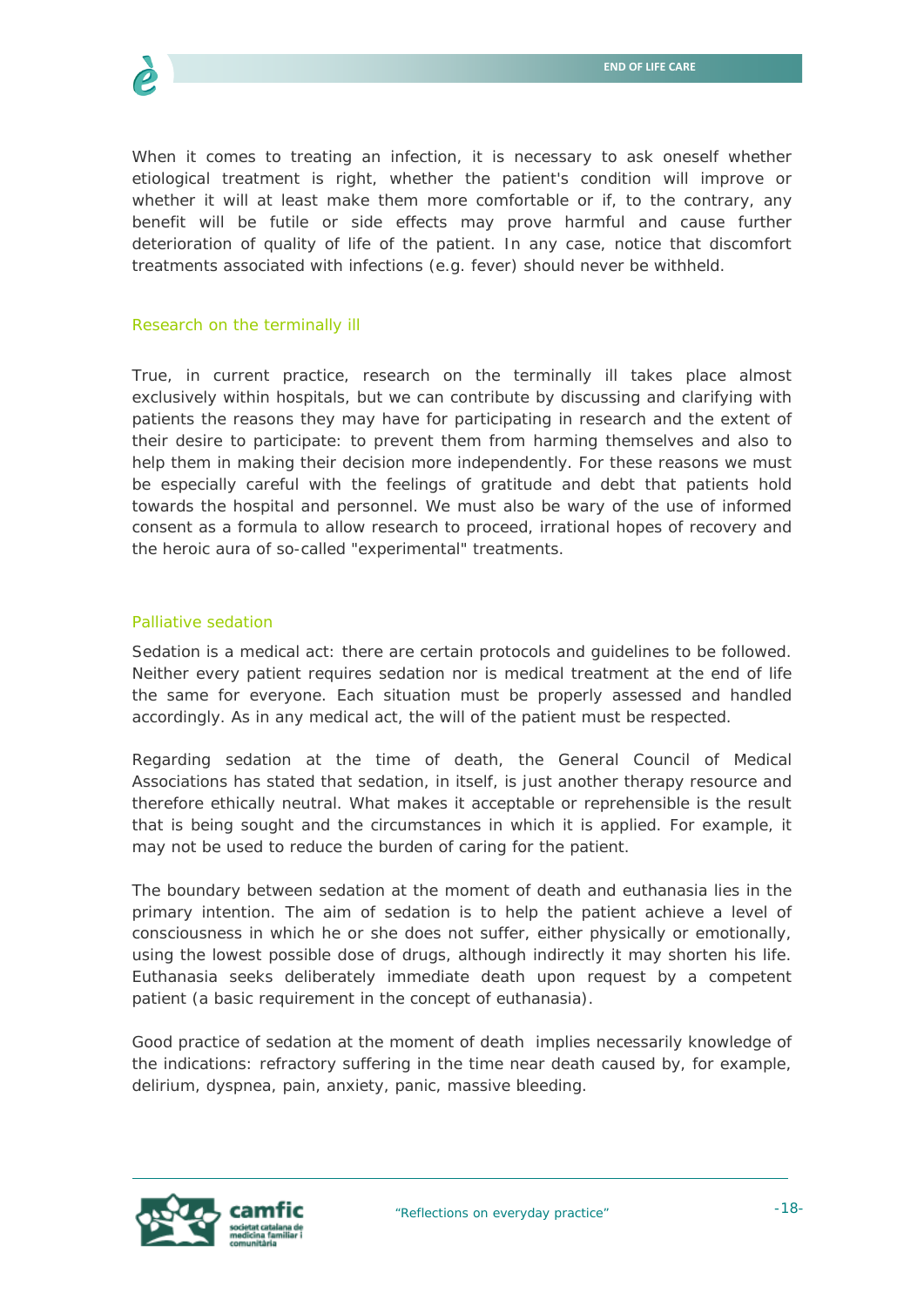When it comes to treating an infection, it is necessary to ask oneself whether etiological treatment is right, whether the patient's condition will improve or whether it will at least make them more comfortable or if, to the contrary, any benefit will be futile or side effects may prove harmful and cause further deterioration of quality of life of the patient. In any case, notice that discomfort treatments associated with infections (e.g. fever) should never be withheld.

## Research on the terminally ill

True, in current practice, research on the terminally ill takes place almost exclusively within hospitals, but we can contribute by discussing and clarifying with patients the reasons they may have for participating in research and the extent of their desire to participate: to prevent them from harming themselves and also to help them in making their decision more independently. For these reasons we must be especially careful with the feelings of gratitude and debt that patients hold towards the hospital and personnel. We must also be wary of the use of informed consent as a formula to allow research to proceed, irrational hopes of recovery and the heroic aura of so-called "experimental" treatments.

## Palliative sedation

Sedation is a medical act: there are certain protocols and guidelines to be followed. Neither every patient requires sedation nor is medical treatment at the end of life the same for everyone. Each situation must be properly assessed and handled accordingly. As in any medical act, the will of the patient must be respected.

Regarding sedation at the time of death, the General Council of Medical Associations has stated that sedation, in itself, is just another therapy resource and therefore ethically neutral. What makes it acceptable or reprehensible is the result that is being sought and the circumstances in which it is applied. For example, it may not be used to reduce the burden of caring for the patient.

The boundary between sedation at the moment of death and euthanasia lies in the primary intention. The aim of sedation is to help the patient achieve a level of consciousness in which he or she does not suffer, either physically or emotionally, using the lowest possible dose of drugs, although indirectly it may shorten his life. Euthanasia seeks deliberately immediate death upon request by a competent patient (a basic requirement in the concept of euthanasia).

Good practice of sedation at the moment of death implies necessarily knowledge of the indications: refractory suffering in the time near death caused by, for example, delirium, dyspnea, pain, anxiety, panic, massive bleeding.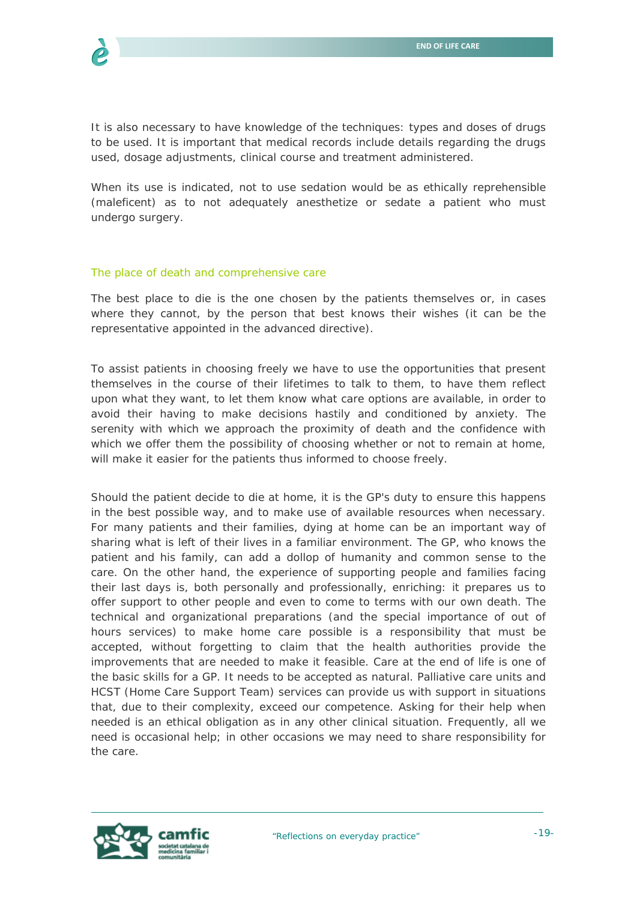It is also necessary to have knowledge of the techniques: types and doses of drugs to be used. It is important that medical records include details regarding the drugs used, dosage adjustments, clinical course and treatment administered.

When its use is indicated, not to use sedation would be as ethically reprehensible (maleficent) as to not adequately anesthetize or sedate a patient who must undergo surgery.

## The place of death and comprehensive care

The best place to die is the one chosen by the patients themselves or, in cases where they cannot, by the person that best knows their wishes (it can be the representative appointed in the advanced directive).

To assist patients in choosing freely we have to use the opportunities that present themselves in the course of their lifetimes to talk to them, to have them reflect upon what they want, to let them know what care options are available, in order to avoid their having to make decisions hastily and conditioned by anxiety. The serenity with which we approach the proximity of death and the confidence with which we offer them the possibility of choosing whether or not to remain at home, will make it easier for the patients thus informed to choose freely.

Should the patient decide to die at home, it is the GP's duty to ensure this happens in the best possible way, and to make use of available resources when necessary. For many patients and their families, dying at home can be an important way of sharing what is left of their lives in a familiar environment. The GP, who knows the patient and his family, can add a dollop of humanity and common sense to the care. On the other hand, the experience of supporting people and families facing their last days is, both personally and professionally, enriching: it prepares us to offer support to other people and even to come to terms with our own death. The technical and organizational preparations (and the special importance of out of hours services) to make home care possible is a responsibility that must be accepted, without forgetting to claim that the health authorities provide the improvements that are needed to make it feasible. Care at the end of life is one of the basic skills for a GP. It needs to be accepted as natural. Palliative care units and HCST (Home Care Support Team) services can provide us with support in situations that, due to their complexity, exceed our competence. Asking for their help when needed is an ethical obligation as in any other clinical situation. Frequently, all we need is occasional help; in other occasions we may need to share responsibility for the care.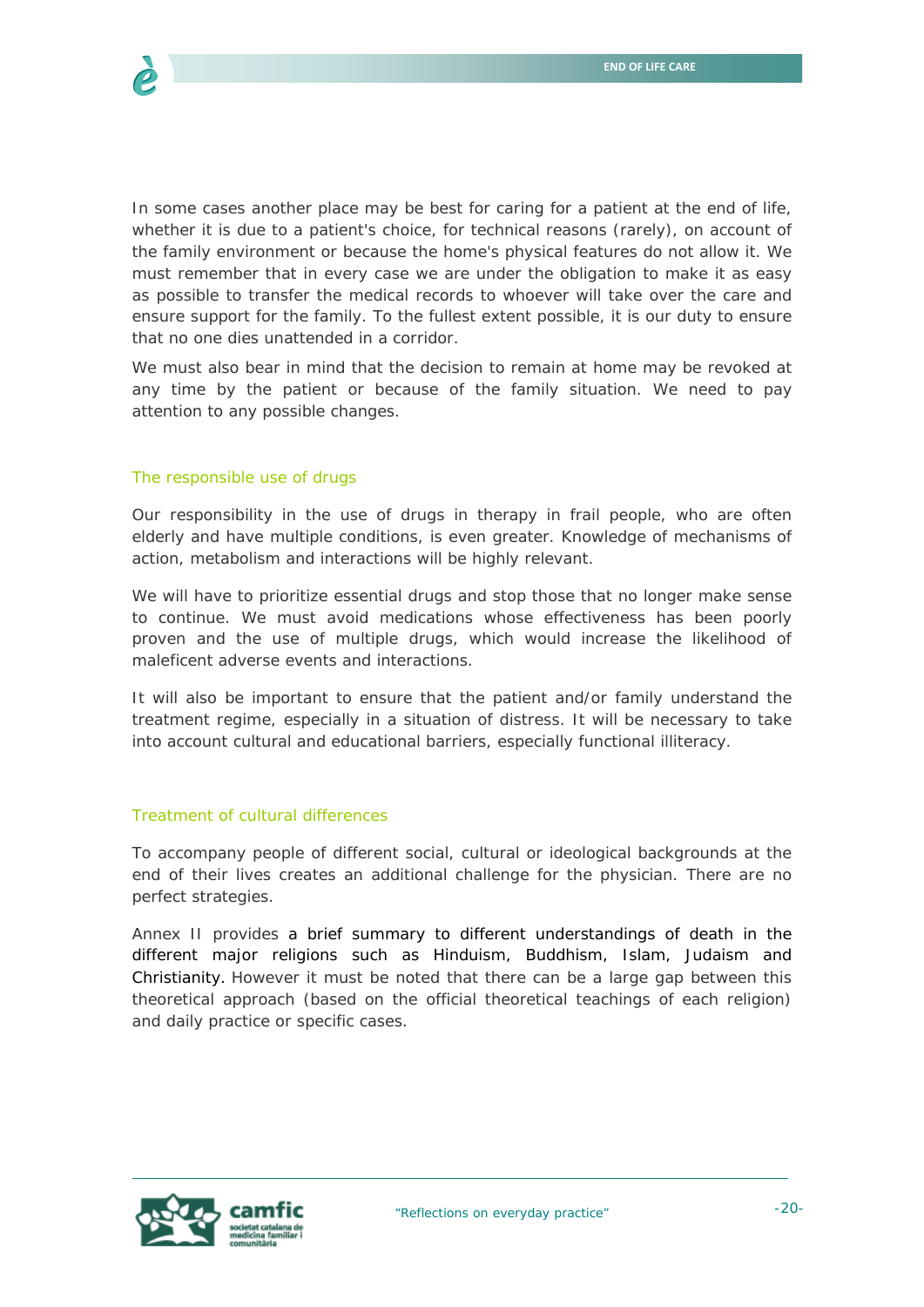In some cases another place may be best for caring for a patient at the end of life, whether it is due to a patient's choice, for technical reasons (rarely), on account of the family environment or because the home's physical features do not allow it. We must remember that in every case we are under the obligation to make it as easy as possible to transfer the medical records to whoever will take over the care and ensure support for the family. To the fullest extent possible, it is our duty to ensure that no one dies unattended in a corridor.

We must also bear in mind that the decision to remain at home may be revoked at any time by the patient or because of the family situation. We need to pay attention to any possible changes.

## The responsible use of drugs

Our responsibility in the use of drugs in therapy in frail people, who are often elderly and have multiple conditions, is even greater. Knowledge of mechanisms of action, metabolism and interactions will be highly relevant.

We will have to prioritize essential drugs and stop those that no longer make sense to continue. We must avoid medications whose effectiveness has been poorly proven and the use of multiple drugs, which would increase the likelihood of maleficent adverse events and interactions.

It will also be important to ensure that the patient and/or family understand the treatment regime, especially in a situation of distress. It will be necessary to take into account cultural and educational barriers, especially functional illiteracy.

## Treatment of cultural differences

To accompany people of different social, cultural or ideological backgrounds at the end of their lives creates an additional challenge for the physician. There are no perfect strategies.

Annex II provides a brief summary to different understandings of death in the different major religions such as Hinduism, Buddhism, Islam, Judaism and Christianity. However it must be noted that there can be a large gap between this theoretical approach (based on the official theoretical teachings of each religion) and daily practice or specific cases.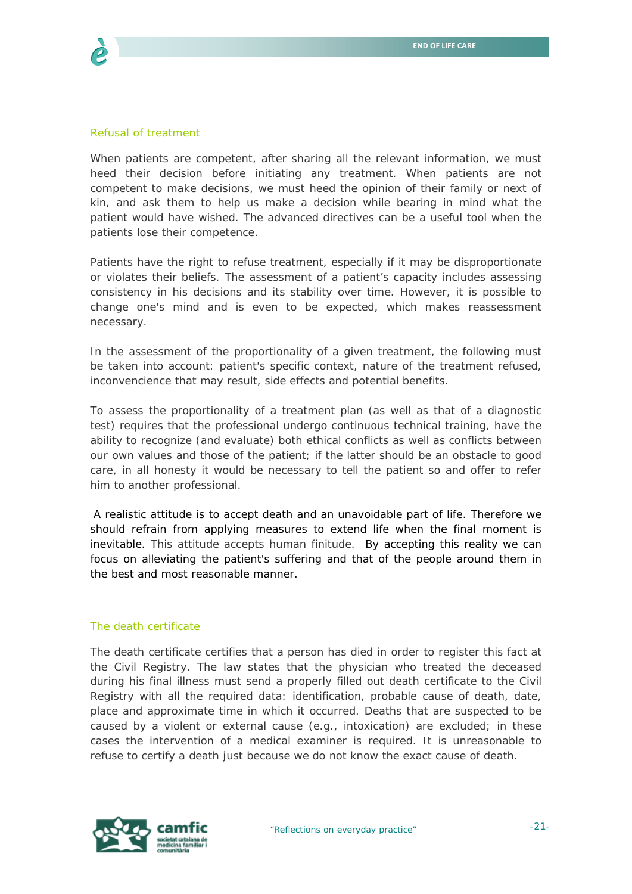## Refusal of treatment

When patients are competent, after sharing all the relevant information, we must heed their decision before initiating any treatment. When patients are not competent to make decisions, we must heed the opinion of their family or next of kin, and ask them to help us make a decision while bearing in mind what the patient would have wished. The advanced directives can be a useful tool when the patients lose their competence.

Patients have the right to refuse treatment, especially if it may be disproportionate or violates their beliefs. The assessment of a patient's capacity includes assessing consistency in his decisions and its stability over time. However, it is possible to change one's mind and is even to be expected, which makes reassessment necessary.

In the assessment of the proportionality of a given treatment, the following must be taken into account: patient's specific context, nature of the treatment refused, inconvenience that may result, side effects and potential benefits.

To assess the proportionality of a treatment plan (as well as that of a diagnostic test) requires that the professional undergo continuous technical training, have the ability to recognize (and evaluate) both ethical conflicts as well as conflicts between our own values and those of the patient; if the latter should be an obstacle to good care, in all honesty it would be necessary to tell the patient so and offer to refer him to another professional.

A realistic attitude is to accept death and an unavoidable part of life. Therefore we should refrain from applying measures to extend life when the final moment is inevitable. This attitude accepts human finitude. By accepting this reality we can focus on alleviating the patient's suffering and that of the people around them in the best and most reasonable manner.

## The death certificate

The death certificate certifies that a person has died in order to register this fact at the Civil Registry. The law states that the physician who treated the deceased during his final illness must send a properly filled out death certificate to the Civil Registry with all the required data: identification, probable cause of death, date, place and approximate time in which it occurred. Deaths that are suspected to be caused by a violent or external cause (e.g., intoxication) are excluded; in these cases the intervention of a medical examiner is required. It is unreasonable to refuse to certify a death just because we do not know the exact cause of death.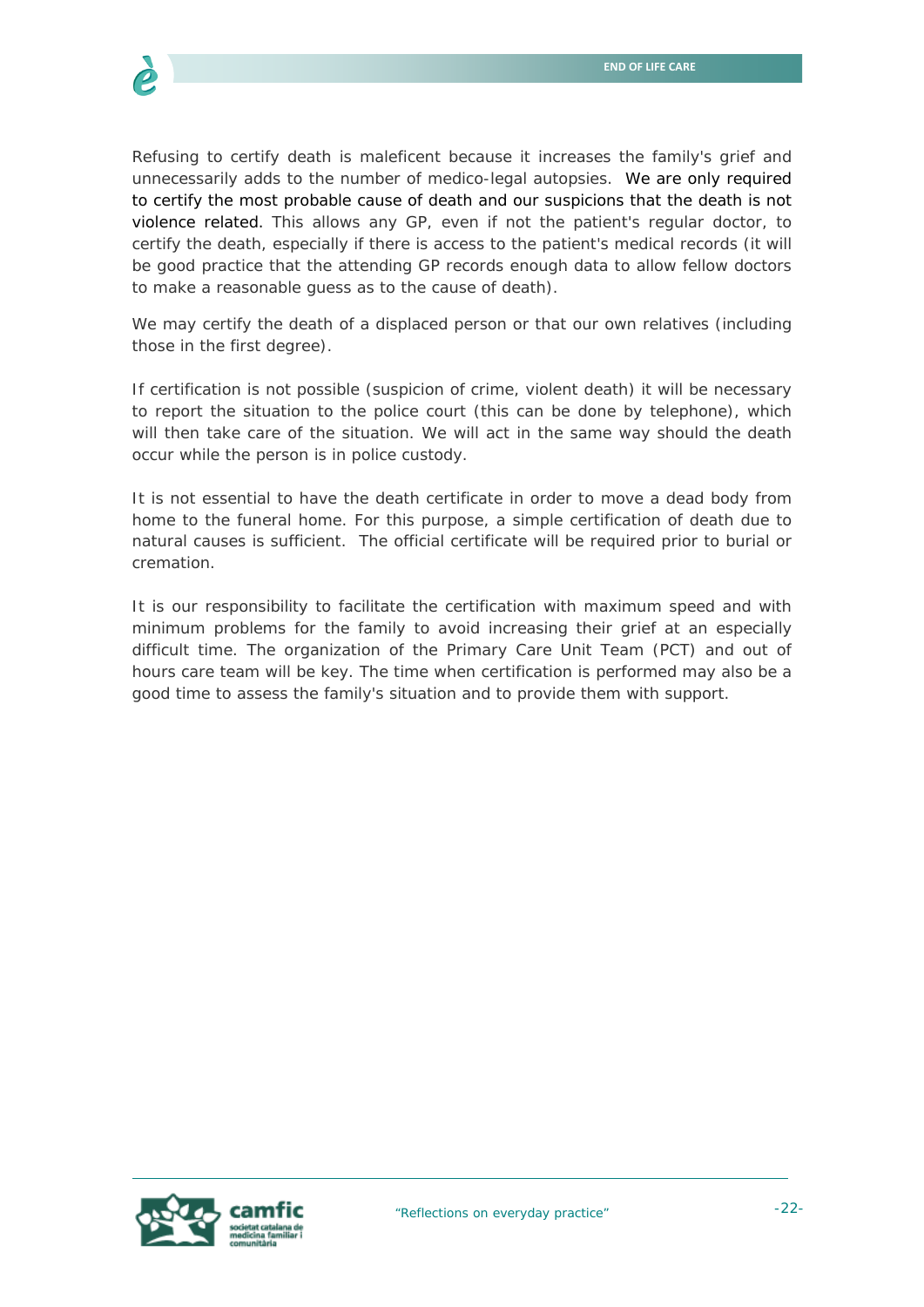Refusing to certify death is maleficent because it increases the family's grief and unnecessarily adds to the number of medico-legal autopsies. We are only required to certify the most probable cause of death and our suspicions that the death is not violence related. This allows any GP, even if not the patient's regular doctor, to certify the death, especially if there is access to the patient's medical records (it will be good practice that the attending GP records enough data to allow fellow doctors to make a reasonable guess as to the cause of death).

We may certify the death of a displaced person or that our own relatives (including those in the first degree).

If certification is not possible (suspicion of crime, violent death) it will be necessary to report the situation to the police court (this can be done by telephone), which will then take care of the situation. We will act in the same way should the death occur while the person is in police custody.

It is not essential to have the death certificate in order to move a dead body from home to the funeral home. For this purpose, a simple certification of death due to natural causes is sufficient. The official certificate will be required prior to burial or cremation.

It is our responsibility to facilitate the certification with maximum speed and with minimum problems for the family to avoid increasing their grief at an especially difficult time. The organization of the Primary Care Unit Team (PCT) and out of hours care team will be key. The time when certification is performed may also be a good time to assess the family's situation and to provide them with support.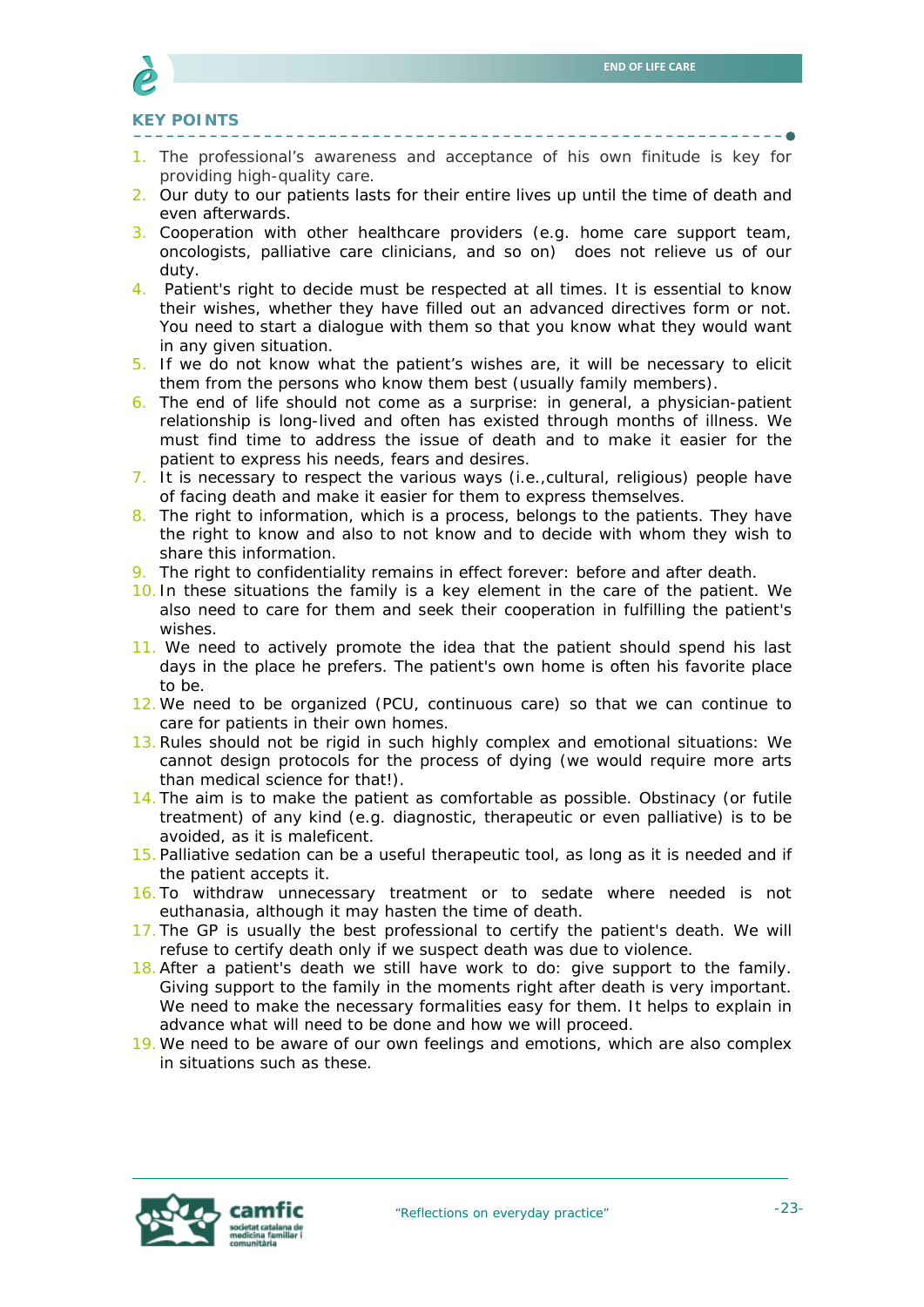## KEY POINTS

1. The professional's awareness and acceptance of his own finitude is key for providing high-quality care.
2. Our duty to our patients lasts for their entire lives up until the time of death and even afterwards.
3. Cooperation with other healthcare providers (e.g. home care support team, oncologists, palliative care clinicians, and so on) does not relieve us of our duty.
4. Patient's right to decide must be respected at all times. It is essential to know their wishes, whether they have filled out an advanced directives form or not. You need to start a dialogue with them so that you know what they would want in any given situation.
5. If we do not know what the patient's wishes are, it will be necessary to elicit them from the persons who know them best (usually family members).
6. The end of life should not come as a surprise: in general, a physician-patient relationship is long-lived and often has existed through months of illness. We must find time to address the issue of death and to make it easier for the patient to express his needs, fears and desires.
7. It is necessary to respect the various ways (i.e.,cultural, religious) people have of facing death and make it easier for them to express themselves.
8. The right to information, which is a process, belongs to the patients. They have the right to know and also to not know and to decide with whom they wish to share this information.
9. The right to confidentiality remains in effect forever: before and after death.
10. In these situations the family is a key element in the care of the patient. We also need to care for them and seek their cooperation in fulfilling the patient's wishes.
11. We need to actively promote the idea that the patient should spend his last days in the place he prefers. The patient's own home is often his favorite place to be.
12. We need to be organized (PCU, continuous care) so that we can continue to care for patients in their own homes.
13. Rules should not be rigid in such highly complex and emotional situations: We cannot design protocols for the process of dying (we would require more arts than medical science for that!).
14. The aim is to make the patient as comfortable as possible. Obstinacy (or futile treatment) of any kind (e.g. diagnostic, therapeutic or even palliative) is to be avoided, as it is maleficent.
15. Palliative sedation can be a useful therapeutic tool, as long as it is needed and if the patient accepts it.
16. To withdraw unnecessary treatment or to sedate where needed is not euthanasia, although it may hasten the time of death.
17. The GP is usually the best professional to certify the patient's death. We will refuse to certify death only if we suspect death was due to violence.
18. After a patient's death we still have work to do: give support to the family. Giving support to the family in the moments right after death is very important. We need to make the necessary formalities easy for them. It helps to explain in advance what will need to be done and how we will proceed.
19. We need to be aware of our own feelings and emotions, which are also complex in situations such as these.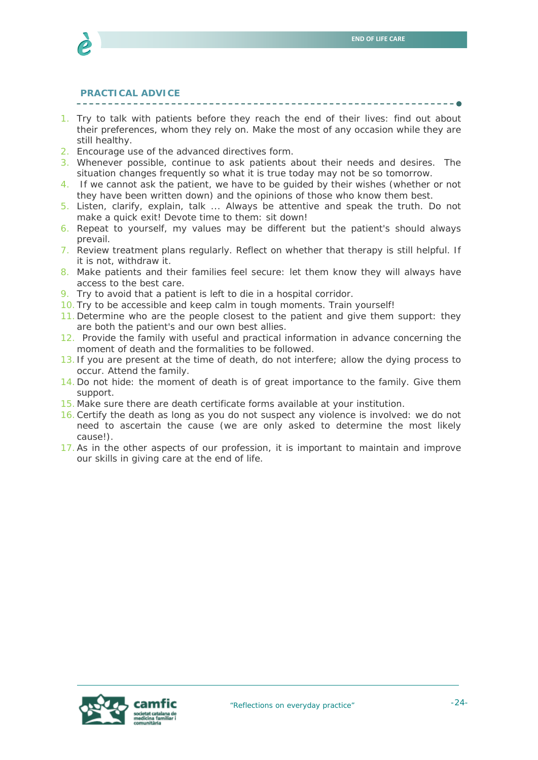## PRACTICAL ADVICE

1. Try to talk with patients before they reach the end of their lives: find out about their preferences, whom they rely on. Make the most of any occasion while they are still healthy.
2. Encourage use of the advanced directives form.
3. Whenever possible, continue to ask patients about their needs and desires. The situation changes frequently so what it is true today may not be so tomorrow.
4. If we cannot ask the patient, we have to be guided by their wishes (whether or not they have been written down) and the opinions of those who know them best.
5. Listen, clarify, explain, talk ... Always be attentive and speak the truth. Do not make a quick exit! Devote time to them: sit down!
6. Repeat to yourself, my values may be different but the patient's should always prevail.
7. Review treatment plans regularly. Reflect on whether that therapy is still helpful. If it is not, withdraw it.
8. Make patients and their families feel secure: let them know they will always have access to the best care.
9. Try to avoid that a patient is left to die in a hospital corridor.
10. Try to be accessible and keep calm in tough moments. Train yourself!
11. Determine who are the people closest to the patient and give them support: they are both the patient's and our own best allies.
12. Provide the family with useful and practical information in advance concerning the moment of death and the formalities to be followed.
13. If you are present at the time of death, do not interfere; allow the dying process to occur. Attend the family.
14. Do not hide: the moment of death is of great importance to the family. Give them support.
15. Make sure there are death certificate forms available at your institution.
16. Certify the death as long as you do not suspect any violence is involved: we do not need to ascertain the cause (we are only asked to determine the most likely cause!).
17. As in the other aspects of our profession, it is important to maintain and improve our skills in giving care at the end of life.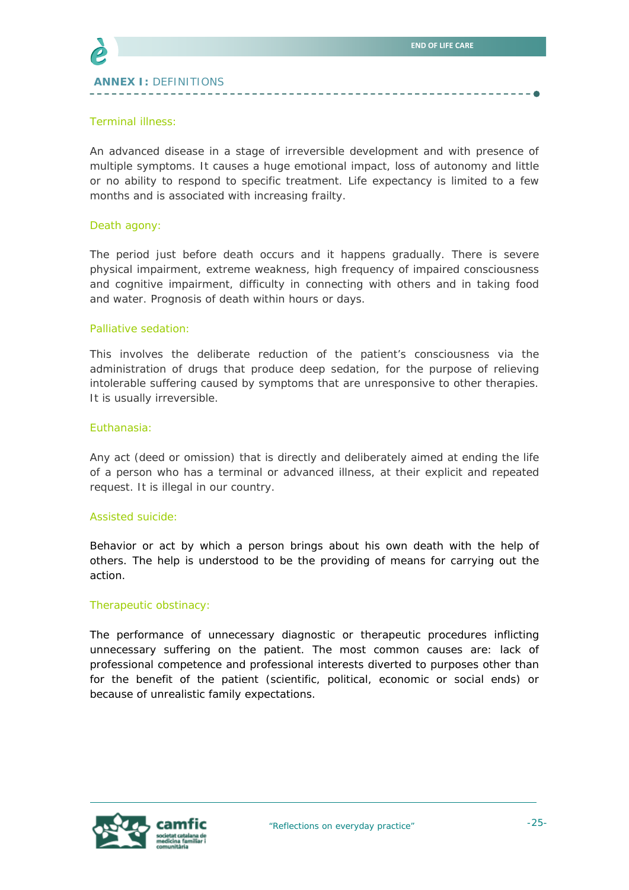## ANNEX I: DEFINITIONS

### Terminal illness:

An advanced disease in a stage of irreversible development and with presence of multiple symptoms. It causes a huge emotional impact, loss of autonomy and little or no ability to respond to specific treatment. Life expectancy is limited to a few months and is associated with increasing frailty.

### Death agony:

The period just before death occurs and it happens gradually. There is severe physical impairment, extreme weakness, high frequency of impaired consciousness and cognitive impairment, difficulty in connecting with others and in taking food and water. Prognosis of death within hours or days.

### Palliative sedation:

This involves the deliberate reduction of the patient's consciousness via the administration of drugs that produce deep sedation, for the purpose of relieving intolerable suffering caused by symptoms that are unresponsive to other therapies. It is usually irreversible.

### Euthanasia:

Any act (deed or omission) that is directly and deliberately aimed at ending the life of a person who has a terminal or advanced illness, at their explicit and repeated request. It is illegal in our country.

### Assisted suicide:

Behavior or act by which a person brings about his own death with the help of others. The help is understood to be the providing of means for carrying out the action.

### Therapeutic obstinacy:

The performance of unnecessary diagnostic or therapeutic procedures inflicting unnecessary suffering on the patient. The most common causes are: lack of professional competence and professional interests diverted to purposes other than for the benefit of the patient (scientific, political, economic or social ends) or because of unrealistic family expectations.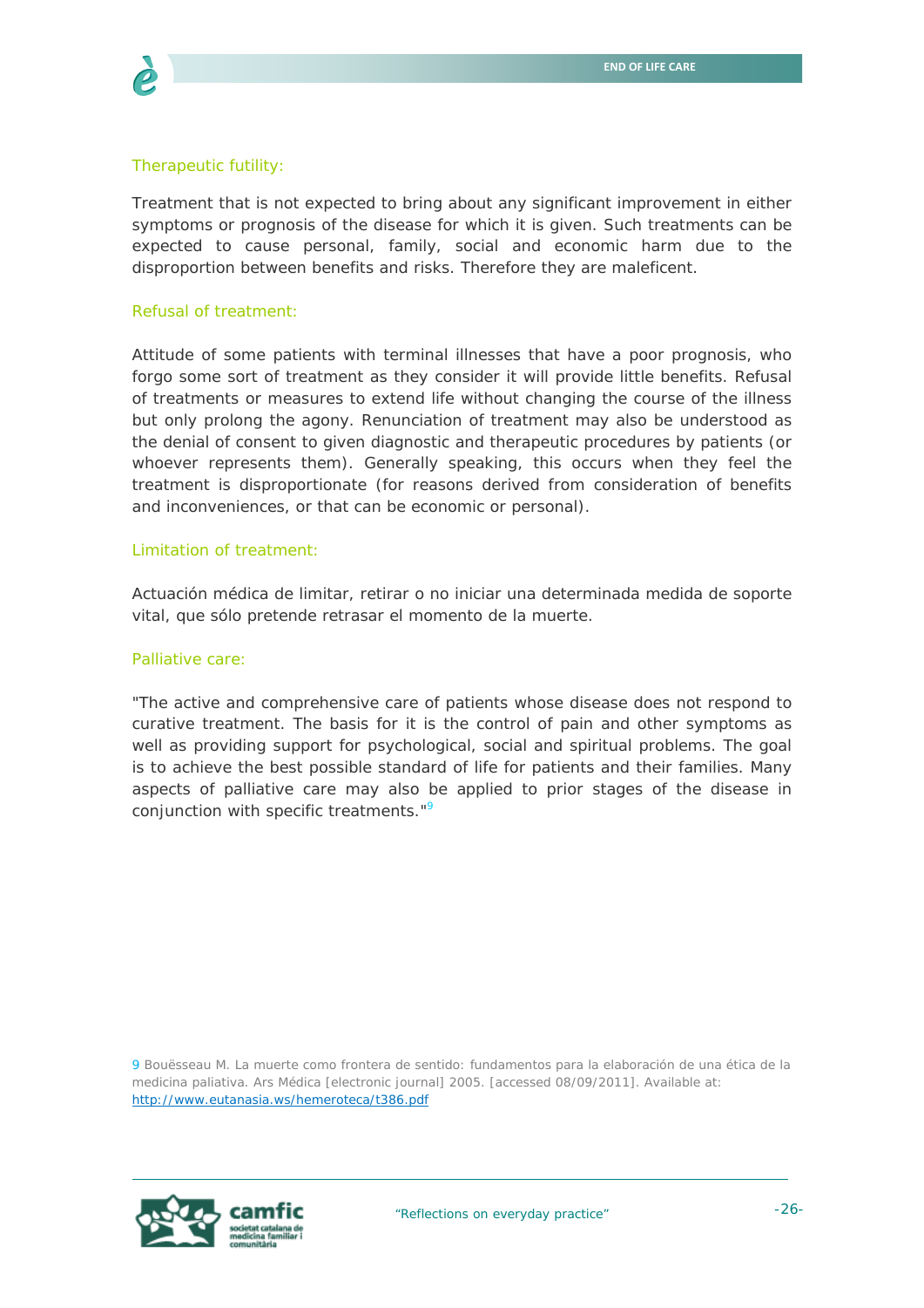### Therapeutic futility:

Treatment that is not expected to bring about any significant improvement in either symptoms or prognosis of the disease for which it is given. Such treatments can be expected to cause personal, family, social and economic harm due to the disproportion between benefits and risks. Therefore they are maleficent.

### Refusal of treatment:

Attitude of some patients with terminal illnesses that have a poor prognosis, who forgo some sort of treatment as they consider it will provide little benefits. Refusal of treatments or measures to extend life without changing the course of the illness but only prolong the agony. Renunciation of treatment may also be understood as the denial of consent to given diagnostic and therapeutic procedures by patients (or whoever represents them). Generally speaking, this occurs when they feel the treatment is disproportionate (for reasons derived from consideration of benefits and inconveniences, or that can be economic or personal).

### Limitation of treatment:

Actuación médica de limitar, retirar o no iniciar una determinada medida de soporte vital, que sólo pretende retrasar el momento de la muerte.

### Palliative care:

"The active and comprehensive care of patients whose disease does not respond to curative treatment. The basis for it is the control of pain and other symptoms as well as providing support for psychological, social and spiritual problems. The goal is to achieve the best possible standard of life for patients and their families. Many aspects of palliative care may also be applied to prior stages of the disease in conjunction with specific treatments."[9]

---

9 Bouësseau M. La muerte como frontera de sentido: fundamentos para la elaboración de una ética de la medicina paliativa. Ars Médica [electronic journal] 2005. [accessed 08/09/2011]. Available at: http://www.eutanasia.ws/hemeroteca/t386.pdf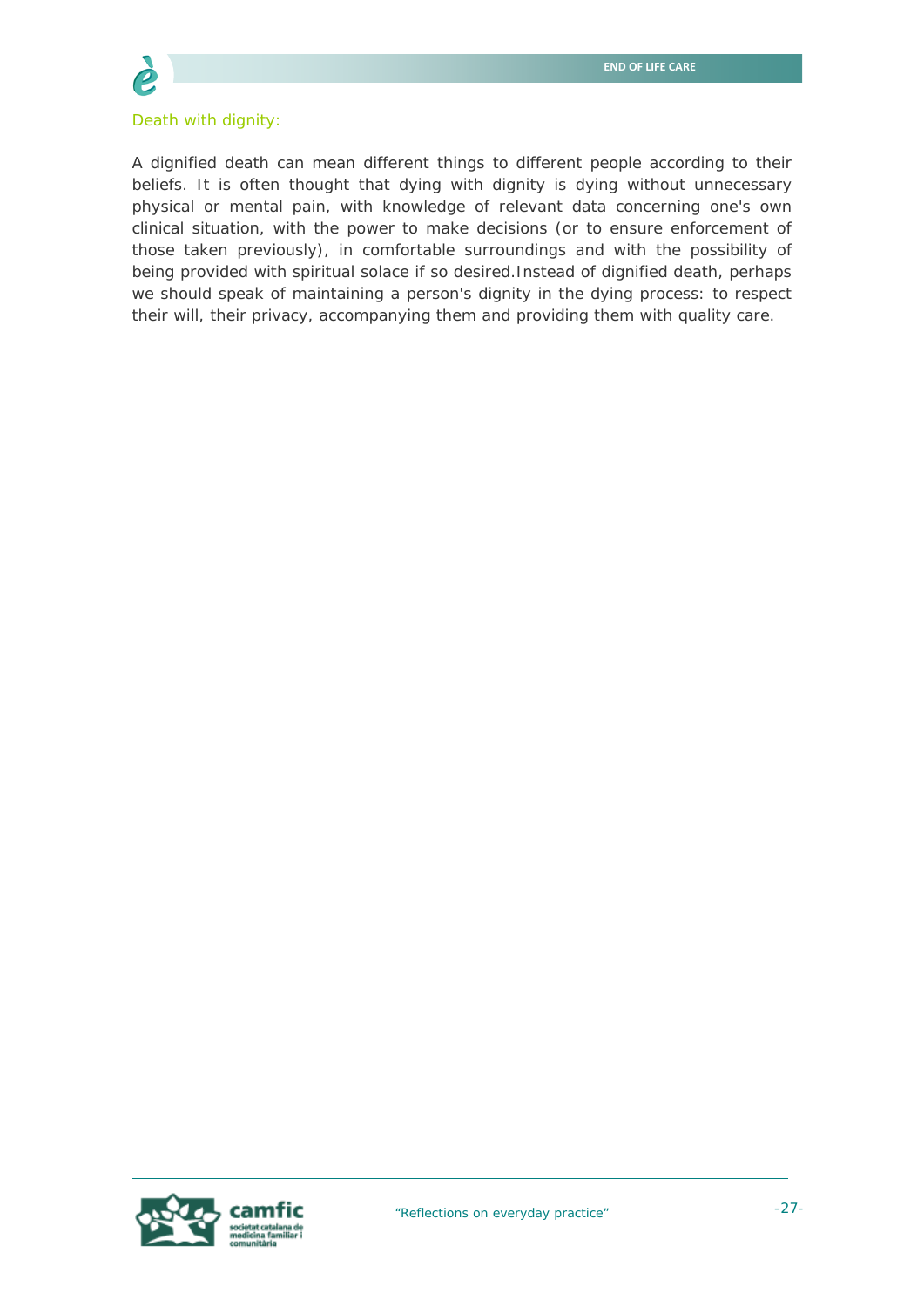### Death with dignity:

A dignified death can mean different things to different people according to their beliefs. It is often thought that dying with dignity is dying without unnecessary physical or mental pain, with knowledge of relevant data concerning one's own clinical situation, with the power to make decisions (or to ensure enforcement of those taken previously), in comfortable surroundings and with the possibility of being provided with spiritual solace if so desired.Instead of dignified death, perhaps we should speak of maintaining a person's dignity in the dying process: to respect their will, their privacy, accompanying them and providing them with quality care.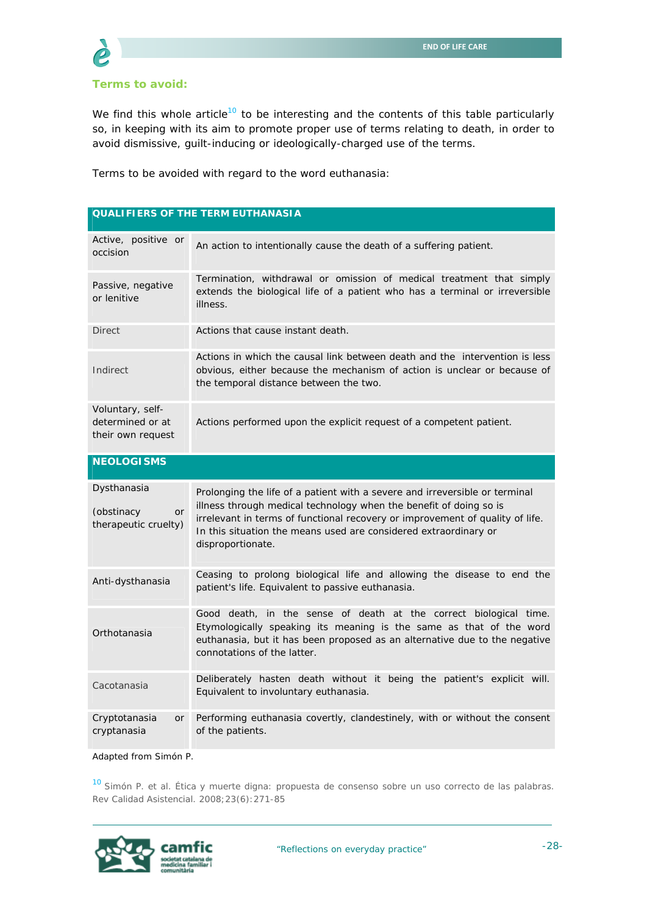### Terms to avoid:

We find this whole article[10] to be interesting and the contents of this table particularly so, in keeping with its aim to promote proper use of terms relating to death, in order to avoid dismissive, guilt-inducing or ideologically-charged use of the terms.

Terms to be avoided with regard to the word euthanasia:

| QUALIFIERS OF THE TERM EUTHANASIA | |
|---|---|
| Active, positive or occision | An action to intentionally cause the death of a suffering patient. |
| Passive, negative or lenitive | Termination, withdrawal or omission of medical treatment that simply extends the biological life of a patient who has a terminal or irreversible illness. |
| Direct | Actions that cause instant death. |
| Indirect | Actions in which the causal link between death and the intervention is less obvious, either because the mechanism of action is unclear or because of the temporal distance between the two. |
| Voluntary, self-determined or at their own request | Actions performed upon the explicit request of a competent patient. |
| **NEOLOGISMS** | |
| Dysthanasia (obstinacy or therapeutic cruelty) | Prolonging the life of a patient with a severe and irreversible or terminal illness through medical technology when the benefit of doing so is irrelevant in terms of functional recovery or improvement of quality of life. In this situation the means used are considered extraordinary or disproportionate. |
| Anti-dysthanasia | Ceasing to prolong biological life and allowing the disease to end the patient's life. Equivalent to passive euthanasia. |
| Orthotanasia | Good death, in the sense of death at the correct biological time. Etymologically speaking its meaning is the same as that of the word euthanasia, but it has been proposed as an alternative due to the negative connotations of the latter. |
| Cacotanasia | Deliberately hasten death without it being the patient's explicit will. Equivalent to involuntary euthanasia. |
| Cryptotanasia or cryptanasia | Performing euthanasia covertly, clandestinely, with or without the consent of the patients. |

Adapted from Simón P.

[10] Simón P. et al. Ética y muerte digna: propuesta de consenso sobre un uso correcto de las palabras. Rev Calidad Asistencial. 2008;23(6):271-85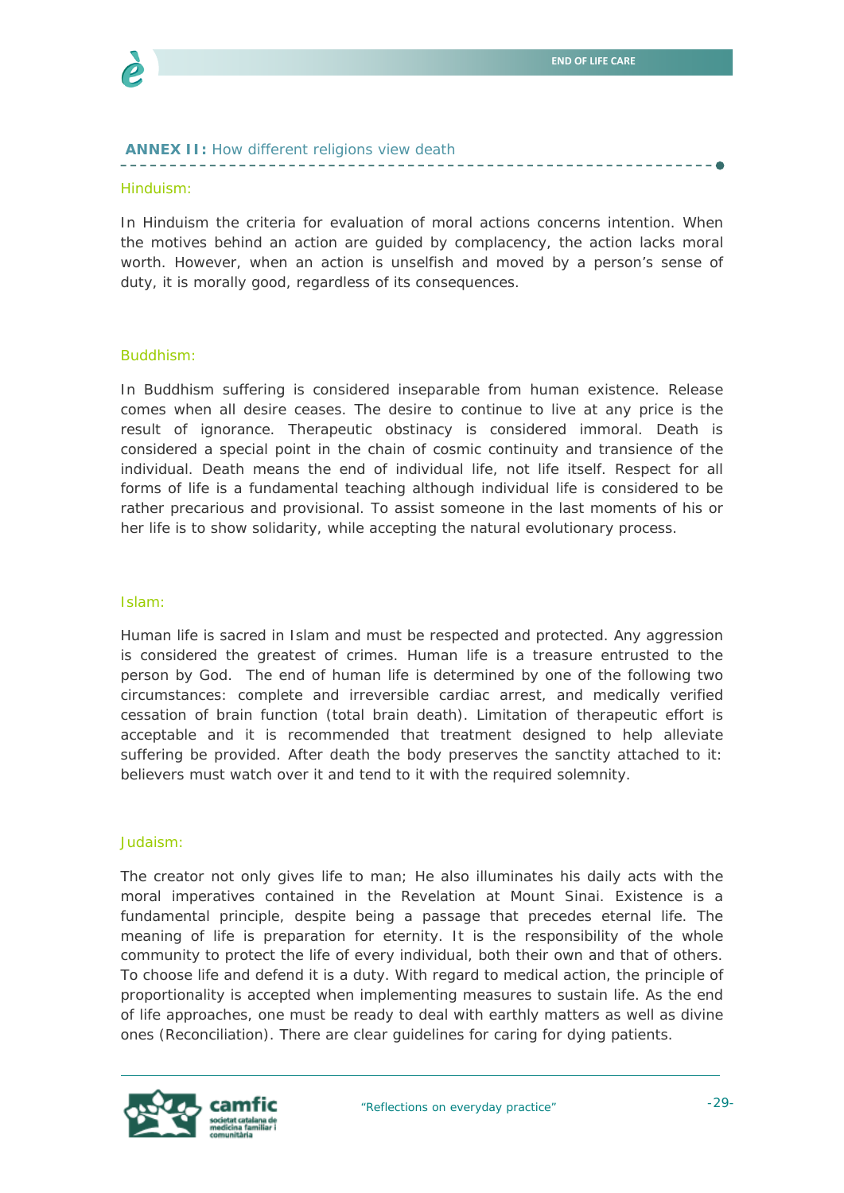## **ANNEX II:** How different religions view death

### Hinduism:

In Hinduism the criteria for evaluation of moral actions concerns intention. When the motives behind an action are guided by complacency, the action lacks moral worth. However, when an action is unselfish and moved by a person's sense of duty, it is morally good, regardless of its consequences.

### Buddhism:

In Buddhism suffering is considered inseparable from human existence. Release comes when all desire ceases. The desire to continue to live at any price is the result of ignorance. Therapeutic obstinacy is considered immoral. Death is considered a special point in the chain of cosmic continuity and transience of the individual. Death means the end of individual life, not life itself. Respect for all forms of life is a fundamental teaching although individual life is considered to be rather precarious and provisional. To assist someone in the last moments of his or her life is to show solidarity, while accepting the natural evolutionary process.

### Islam:

Human life is sacred in Islam and must be respected and protected. Any aggression is considered the greatest of crimes. Human life is a treasure entrusted to the person by God. The end of human life is determined by one of the following two circumstances: complete and irreversible cardiac arrest, and medically verified cessation of brain function (total brain death). Limitation of therapeutic effort is acceptable and it is recommended that treatment designed to help alleviate suffering be provided. After death the body preserves the sanctity attached to it: believers must watch over it and tend to it with the required solemnity.

### Judaism:

The creator not only gives life to man; He also illuminates his daily acts with the moral imperatives contained in the Revelation at Mount Sinai. Existence is a fundamental principle, despite being a passage that precedes eternal life. The meaning of life is preparation for eternity. It is the responsibility of the whole community to protect the life of every individual, both their own and that of others. To choose life and defend it is a duty. With regard to medical action, the principle of proportionality is accepted when implementing measures to sustain life. As the end of life approaches, one must be ready to deal with earthly matters as well as divine ones (Reconciliation). There are clear guidelines for caring for dying patients.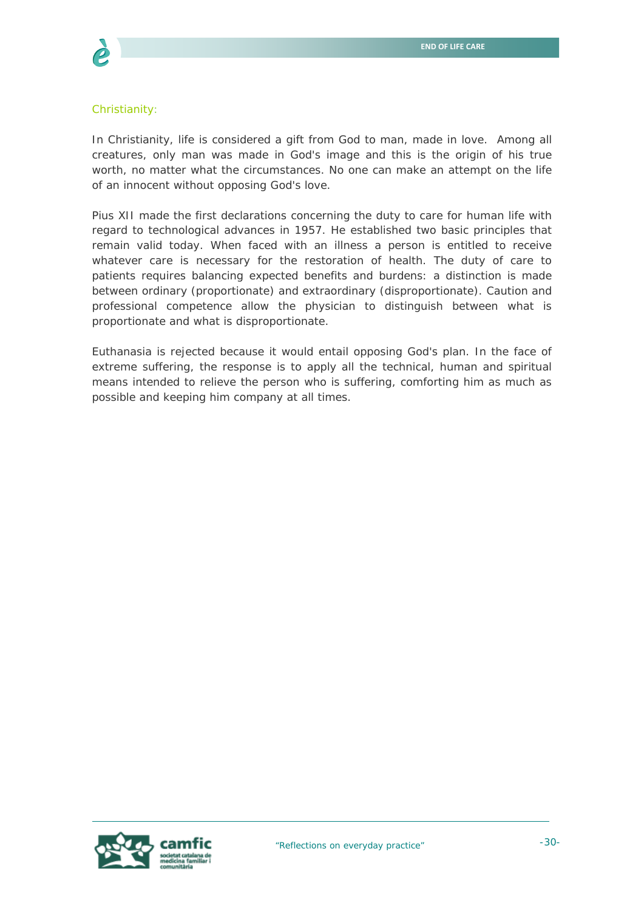### Christianity:

In Christianity, life is considered a gift from God to man, made in love. Among all creatures, only man was made in God's image and this is the origin of his true worth, no matter what the circumstances. No one can make an attempt on the life of an innocent without opposing God's love.

Pius XII made the first declarations concerning the duty to care for human life with regard to technological advances in 1957. He established two basic principles that remain valid today. When faced with an illness a person is entitled to receive whatever care is necessary for the restoration of health. The duty of care to patients requires balancing expected benefits and burdens: a distinction is made between ordinary (proportionate) and extraordinary (disproportionate). Caution and professional competence allow the physician to distinguish between what is proportionate and what is disproportionate.

Euthanasia is rejected because it would entail opposing God's plan. In the face of extreme suffering, the response is to apply all the technical, human and spiritual means intended to relieve the person who is suffering, comforting him as much as possible and keeping him company at all times.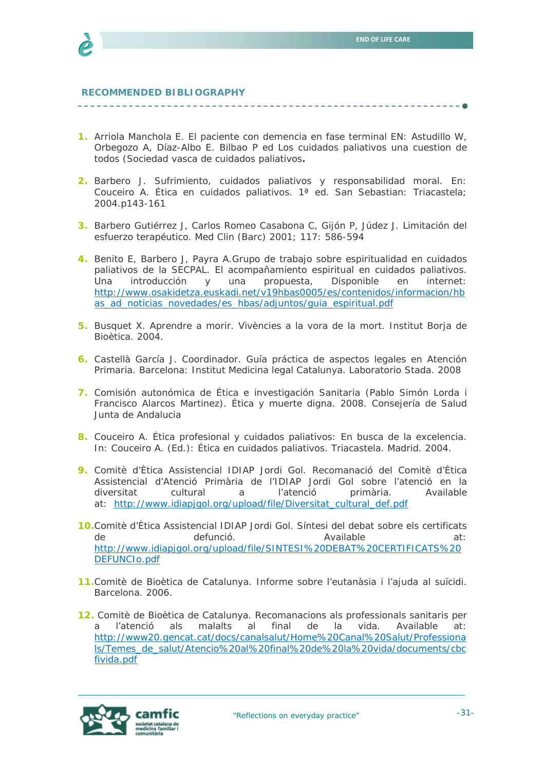## RECOMMENDED BIBLIOGRAPHY

1. Arriola Manchola E. El paciente con demencia en fase terminal EN: Astudillo W, Orbegozo A, Díaz-Albo E. Bilbao P ed Los cuidados paliativos una cuestion de todos (Sociedad vasca de cuidados paliativos**.**

2. Barbero J. Sufrimiento, cuidados paliativos y responsabilidad moral. En: Couceiro A. Ética en cuidados paliativos. 1ª ed. San Sebastian: Triacastela; 2004.p143-161

3. Barbero Gutiérrez J, Carlos Romeo Casabona C, Gijón P, Júdez J. Limitación del esfuerzo terapéutico. Med Clin (Barc) 2001; 117: 586-594

4. Benito E, Barbero J, Payra A.Grupo de trabajo sobre espiritualidad en cuidados paliativos de la SECPAL. El acompañamiento espiritual en cuidados paliativos. Una introducción y una propuesta, Disponible en internet: http://www.osakidetza.euskadi.net/v19hbas0005/es/contenidos/informacion/hbas_ad_noticias_novedades/es_hbas/adjuntos/guia_espiritual.pdf

5. Busquet X. Aprendre a morir. Vivències a la vora de la mort. Institut Borja de Bioètica. 2004.

6. Castellà García J. Coordinador. Guía práctica de aspectos legales en Atención Primaria. Barcelona: Institut Medicina legal Catalunya. Laboratorio Stada. 2008

7. Comisión autonómica de Ética e investigación Sanitaria (Pablo Simón Lorda i Francisco Alarcos Martinez). Ética y muerte digna. 2008. Consejería de Salud Junta de Andalucia

8. Couceiro A. Ética profesional y cuidados paliativos: En busca de la excelencia. In: Couceiro A. (Ed.): Ética en cuidados paliativos. Triacastela. Madrid. 2004.

9. Comitè d'Ètica Assistencial IDIAP Jordi Gol. Recomanació del Comitè d'Ètica Assistencial d'Atenció Primària de l'IDIAP Jordi Gol sobre l'atenció en la diversitat cultural a l'atenció primària. Available at: http://www.idiapjgol.org/upload/file/Diversitat_cultural_def.pdf

10. Comitè d'Ètica Assistencial IDIAP Jordi Gol. Síntesi del debat sobre els certificats de defunció. Available at: http://www.idiapjgol.org/upload/file/SINTESI%20DEBAT%20CERTIFICATS%20DEFUNCIo.pdf

11. Comitè de Bioètica de Catalunya. Informe sobre l'eutanàsia i l'ajuda al suïcidi. Barcelona. 2006.

12. Comitè de Bioètica de Catalunya. Recomanacions als professionals sanitaris per a l'atenció als malalts al final de la vida. Available at: http://www20.gencat.cat/docs/canalsalut/Home%20Canal%20Salut/Professionals/Temes_de_salut/Atencio%20al%20final%20de%20la%20vida/documents/cbcfivida.pdf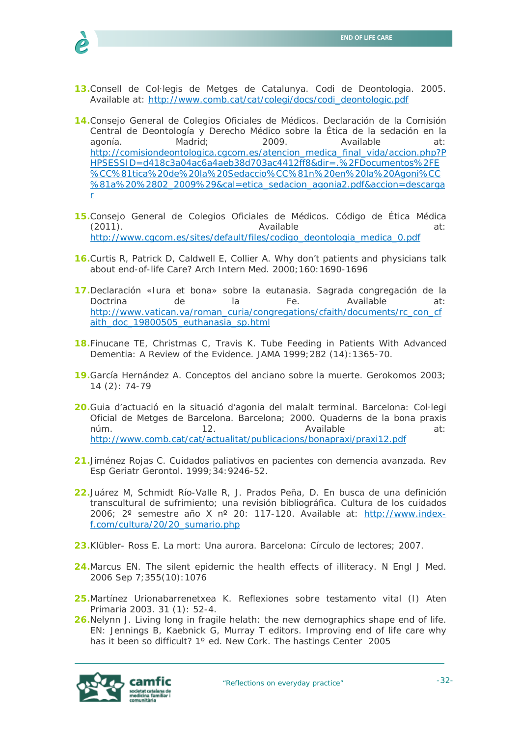13. Consell de Col·legis de Metges de Catalunya. Codi de Deontologia. 2005. Available at: http://www.comb.cat/cat/colegi/docs/codi_deontologic.pdf

14. Consejo General de Colegios Oficiales de Médicos. Declaración de la Comisión Central de Deontología y Derecho Médico sobre la Ética de la sedación en la agonía. Madrid; 2009. Available at: http://comisiondeontologica.cgcom.es/atencion_medica_final_vida/accion.php?PHPSESSID=d418c3a04ac6a4aeb38d703ac4412ff8&dir=.%2FDocumentos%2FE%CC%81tica%20de%20la%20Sedaccio%CC%81n%20en%20la%20Agoni%CC%81a%20%2802_2009%29&cal=etica_sedacion_agonia2.pdf&accion=descargar

15. Consejo General de Colegios Oficiales de Médicos. Código de Ética Médica (2011). Available at: http://www.cgcom.es/sites/default/files/codigo_deontologia_medica_0.pdf

16. Curtis R, Patrick D, Caldwell E, Collier A. Why don't patients and physicians talk about end-of-life Care? Arch Intern Med. 2000;160:1690-1696

17. Declaración «Iura et bona» sobre la eutanasia. Sagrada congregación de la Doctrina de la Fe. Available at: http://www.vatican.va/roman_curia/congregations/cfaith/documents/rc_con_cfaith_doc_19800505_euthanasia_sp.html

18. Finucane TE, Christmas C, Travis K. Tube Feeding in Patients With Advanced Dementia: A Review of the Evidence. JAMA 1999;282 (14):1365-70.

19. García Hernández A. Conceptos del anciano sobre la muerte. Gerokomos 2003; 14 (2): 74-79

20. Guia d'actuació en la situació d'agonia del malalt terminal. Barcelona: Col·legi Oficial de Metges de Barcelona. Barcelona; 2000. Quaderns de la bona praxis núm. 12. Available at: http://www.comb.cat/cat/actualitat/publicacions/bonapraxi/praxi12.pdf

21. Jiménez Rojas C. Cuidados paliativos en pacientes con demencia avanzada. Rev Esp Geriatr Gerontol. 1999;34:9246-52.

22. Juárez M, Schmidt Río-Valle R, J. Prados Peña, D. En busca de una definición transcultural de sufrimiento; una revisión bibliográfica. Cultura de los cuidados 2006; 2º semestre año X nº 20: 117-120. Available at: http://www.index-f.com/cultura/20/20_sumario.php

23. Klübler- Ross E. La mort: Una aurora. Barcelona: Círculo de lectores; 2007.

24. Marcus EN. The silent epidemic the health effects of illiteracy. N Engl J Med. 2006 Sep 7;355(10):1076

25. Martínez Urionabarrenetxea K. Reflexiones sobre testamento vital (I) Aten Primaria 2003. 31 (1): 52-4.

26. Nelynn J. Living long in fragile helath: the new demographics shape end of life. EN: Jennings B, Kaebnick G, Murray T editors. Improving end of life care why has it been so difficult? 1º ed. New Cork. The hastings Center 2005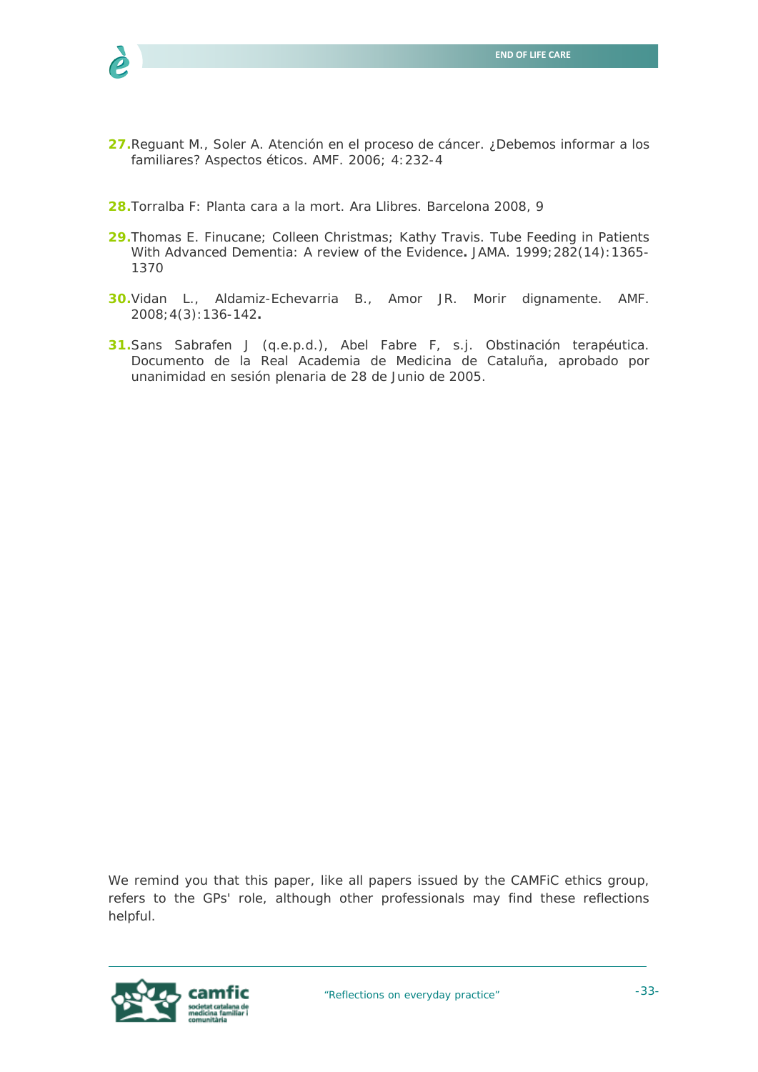27. Reguant M., Soler A. Atención en el proceso de cáncer. ¿Debemos informar a los familiares? Aspectos éticos. AMF. 2006; 4:232-4

28. Torralba F: Planta cara a la mort. Ara Llibres. Barcelona 2008, 9

29. Thomas E. Finucane; Colleen Christmas; Kathy Travis. Tube Feeding in Patients With Advanced Dementia: A review of the Evidence**.** JAMA. 1999;282(14):1365-1370

30. Vidan L., Aldamiz-Echevarria B., Amor JR. Morir dignamente. AMF. 2008;4(3):136-142**.**

31. Sans Sabrafen J (q.e.p.d.), Abel Fabre F, s.j. Obstinación terapéutica. Documento de la Real Academia de Medicina de Cataluña, aprobado por unanimidad en sesión plenaria de 28 de Junio de 2005.

We remind you that this paper, like all papers issued by the CAMFiC ethics group, refers to the GPs' role, although other professionals may find these reflections helpful.